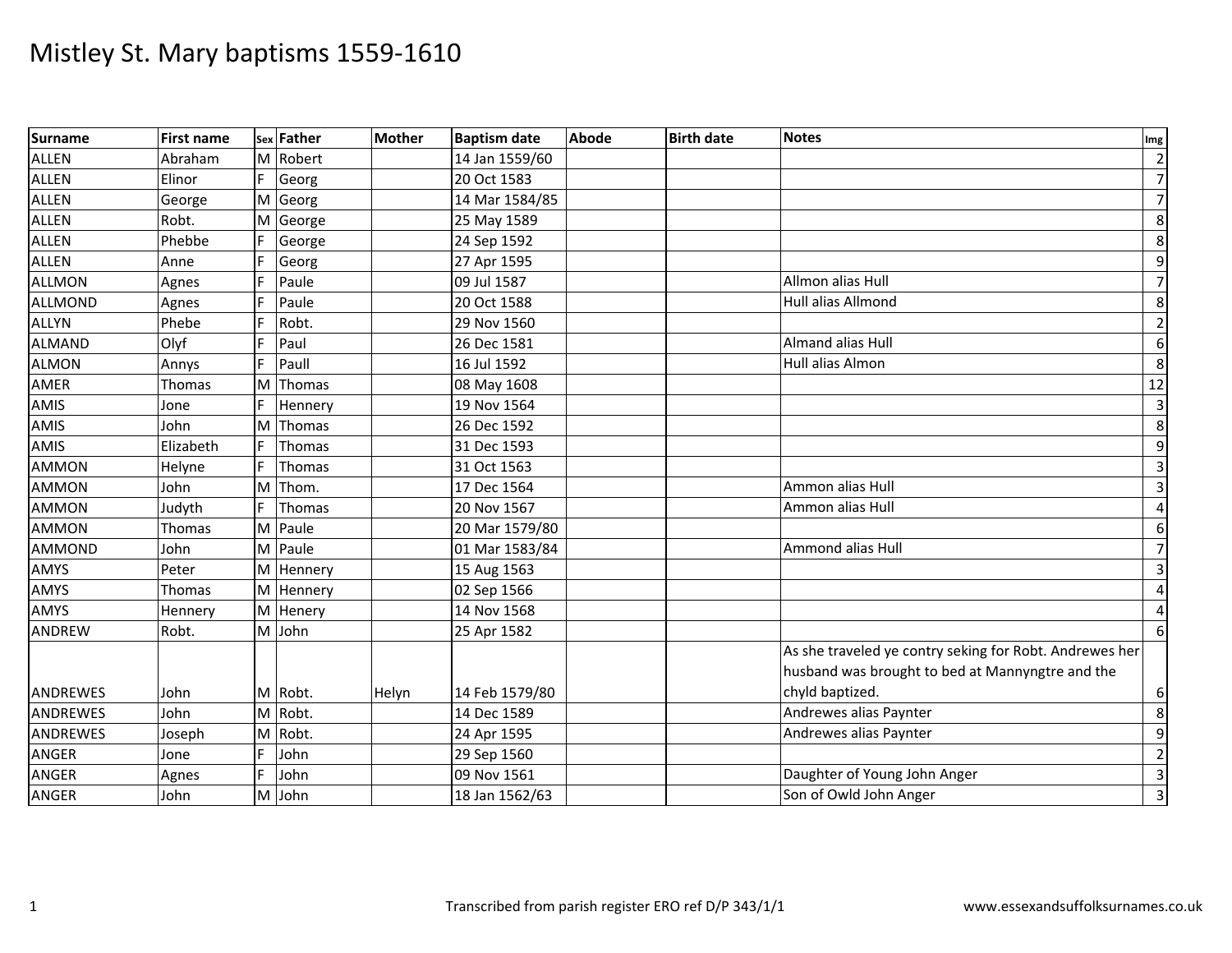# Mistley St. Mary baptisms 1559-1610

| Surname | First name | Sex | Father | Mother | Baptism date | Abode | Birth date | Notes | Img |
|---|---|---|---|---|---|---|---|---|---|
| ALLEN | Abraham | M | Robert | | 14 Jan 1559/60 | | | | 2 |
| ALLEN | Elinor | F | Georg | | 20 Oct 1583 | | | | 7 |
| ALLEN | George | M | Georg | | 14 Mar 1584/85 | | | | 7 |
| ALLEN | Robt. | M | George | | 25 May 1589 | | | | 8 |
| ALLEN | Phebbe | F | George | | 24 Sep 1592 | | | | 8 |
| ALLEN | Anne | F | Georg | | 27 Apr 1595 | | | | 9 |
| ALLMON | Agnes | F | Paule | | 09 Jul 1587 | | | Allmon alias Hull | 7 |
| ALLMOND | Agnes | F | Paule | | 20 Oct 1588 | | | Hull alias Allmond | 8 |
| ALLYN | Phebe | F | Robt. | | 29 Nov 1560 | | | | 2 |
| ALMAND | Olyf | F | Paul | | 26 Dec 1581 | | | Almand alias Hull | 6 |
| ALMON | Annys | F | Paull | | 16 Jul 1592 | | | Hull alias Almon | 8 |
| AMER | Thomas | M | Thomas | | 08 May 1608 | | | | 12 |
| AMIS | Jone | F | Hennery | | 19 Nov 1564 | | | | 3 |
| AMIS | John | M | Thomas | | 26 Dec 1592 | | | | 8 |
| AMIS | Elizabeth | F | Thomas | | 31 Dec 1593 | | | | 9 |
| AMMON | Helyne | F | Thomas | | 31 Oct 1563 | | | | 3 |
| AMMON | John | M | Thom. | | 17 Dec 1564 | | | Ammon alias Hull | 3 |
| AMMON | Judyth | F | Thomas | | 20 Nov 1567 | | | Ammon alias Hull | 4 |
| AMMON | Thomas | M | Paule | | 20 Mar 1579/80 | | | | 6 |
| AMMOND | John | M | Paule | | 01 Mar 1583/84 | | | Ammond alias Hull | 7 |
| AMYS | Peter | M | Hennery | | 15 Aug 1563 | | | | 3 |
| AMYS | Thomas | M | Hennery | | 02 Sep 1566 | | | | 4 |
| AMYS | Hennery | M | Henery | | 14 Nov 1568 | | | | 4 |
| ANDREW | Robt. | M | John | | 25 Apr 1582 | | | | 6 |
| ANDREWES | John | M | Robt. | Helyn | 14 Feb 1579/80 | | | As she traveled ye contry seking for Robt. Andrewes her husband was brought to bed at Mannyngtre and the chyld baptized. | 6 |
| ANDREWES | John | M | Robt. | | 14 Dec 1589 | | | Andrewes alias Paynter | 8 |
| ANDREWES | Joseph | M | Robt. | | 24 Apr 1595 | | | Andrewes alias Paynter | 9 |
| ANGER | Jone | F | John | | 29 Sep 1560 | | | | 2 |
| ANGER | Agnes | F | John | | 09 Nov 1561 | | | Daughter of Young John Anger | 3 |
| ANGER | John | M | John | | 18 Jan 1562/63 | | | Son of Owld John Anger | 3 |

Transcribed from parish register ERO ref D/P 343/1/1

www.essexandsuffolksurnames.co.uk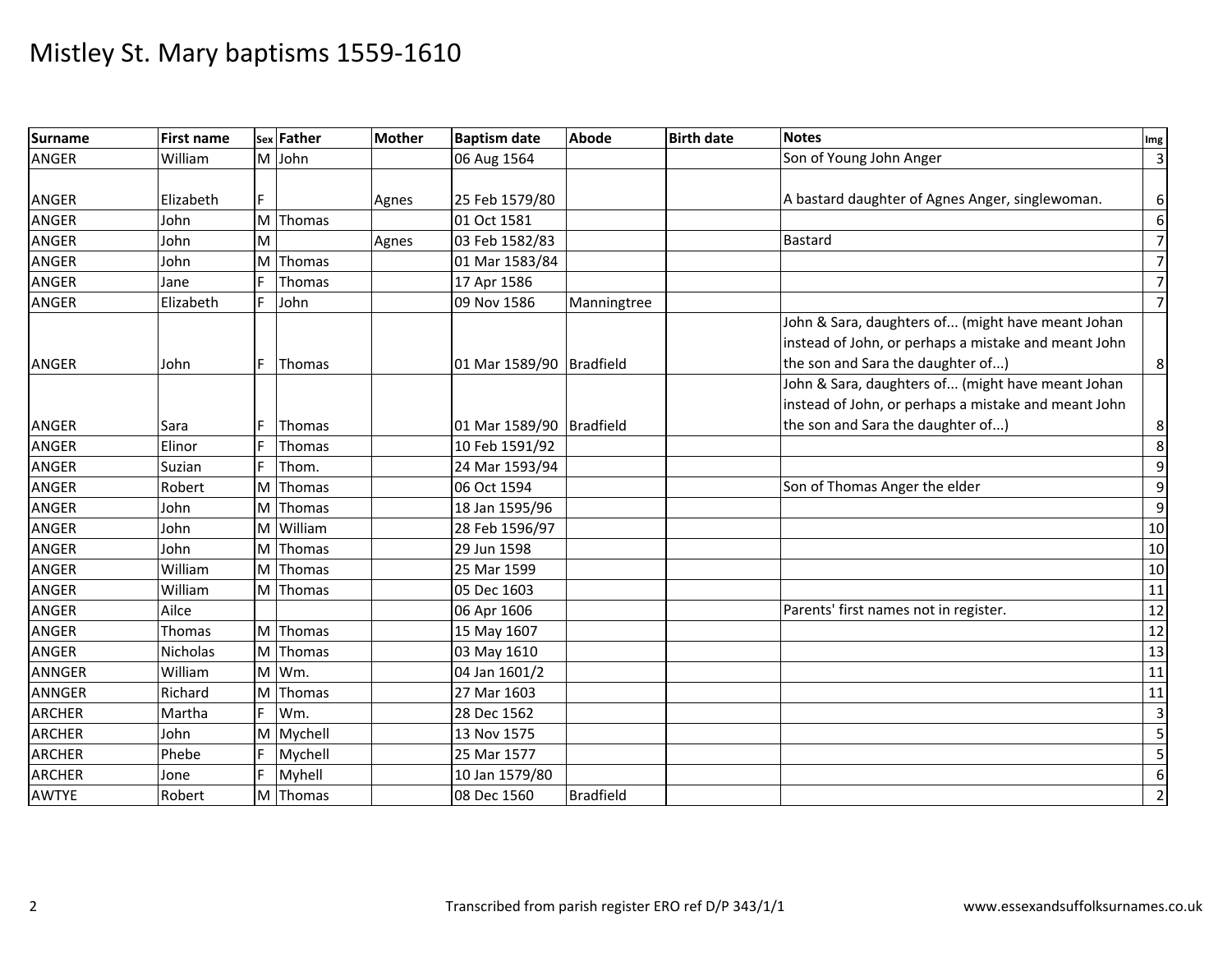# Mistley St. Mary baptisms 1559-1610

| Surname | First name | Sex | Father | Mother | Baptism date | Abode | Birth date | Notes | Img |
|---|---|---|---|---|---|---|---|---|---|
| ANGER | William | M | John | | 06 Aug 1564 | | | Son of Young John Anger | 3 |
| ANGER | Elizabeth | F | | Agnes | 25 Feb 1579/80 | | | A bastard daughter of Agnes Anger, singlewoman. | 6 |
| ANGER | John | M | Thomas | | 01 Oct 1581 | | | | 6 |
| ANGER | John | M | | Agnes | 03 Feb 1582/83 | | | Bastard | 7 |
| ANGER | John | M | Thomas | | 01 Mar 1583/84 | | | | 7 |
| ANGER | Jane | F | Thomas | | 17 Apr 1586 | | | | 7 |
| ANGER | Elizabeth | F | John | | 09 Nov 1586 | Manningtree | | | 7 |
| ANGER | John | F | Thomas | | 01 Mar 1589/90 | Bradfield | | John & Sara, daughters of... (might have meant Johan instead of John, or perhaps a mistake and meant John the son and Sara the daughter of...) | 8 |
| ANGER | Sara | F | Thomas | | 01 Mar 1589/90 | Bradfield | | John & Sara, daughters of... (might have meant Johan instead of John, or perhaps a mistake and meant John the son and Sara the daughter of...) | 8 |
| ANGER | Elinor | F | Thomas | | 10 Feb 1591/92 | | | | 8 |
| ANGER | Suzian | F | Thom. | | 24 Mar 1593/94 | | | | 9 |
| ANGER | Robert | M | Thomas | | 06 Oct 1594 | | | Son of Thomas Anger the elder | 9 |
| ANGER | John | M | Thomas | | 18 Jan 1595/96 | | | | 9 |
| ANGER | John | M | William | | 28 Feb 1596/97 | | | | 10 |
| ANGER | John | M | Thomas | | 29 Jun 1598 | | | | 10 |
| ANGER | William | M | Thomas | | 25 Mar 1599 | | | | 10 |
| ANGER | William | M | Thomas | | 05 Dec 1603 | | | | 11 |
| ANGER | Ailce | | | | 06 Apr 1606 | | | Parents' first names not in register. | 12 |
| ANGER | Thomas | M | Thomas | | 15 May 1607 | | | | 12 |
| ANGER | Nicholas | M | Thomas | | 03 May 1610 | | | | 13 |
| ANNGER | William | M | Wm. | | 04 Jan 1601/2 | | | | 11 |
| ANNGER | Richard | M | Thomas | | 27 Mar 1603 | | | | 11 |
| ARCHER | Martha | F | Wm. | | 28 Dec 1562 | | | | 3 |
| ARCHER | John | M | Mychell | | 13 Nov 1575 | | | | 5 |
| ARCHER | Phebe | F | Mychell | | 25 Mar 1577 | | | | 5 |
| ARCHER | Jone | F | Myhell | | 10 Jan 1579/80 | | | | 6 |
| AWTYE | Robert | M | Thomas | | 08 Dec 1560 | Bradfield | | | 2 |

Transcribed from parish register ERO ref D/P 343/1/1 www.essexandsuffolksurnames.co.uk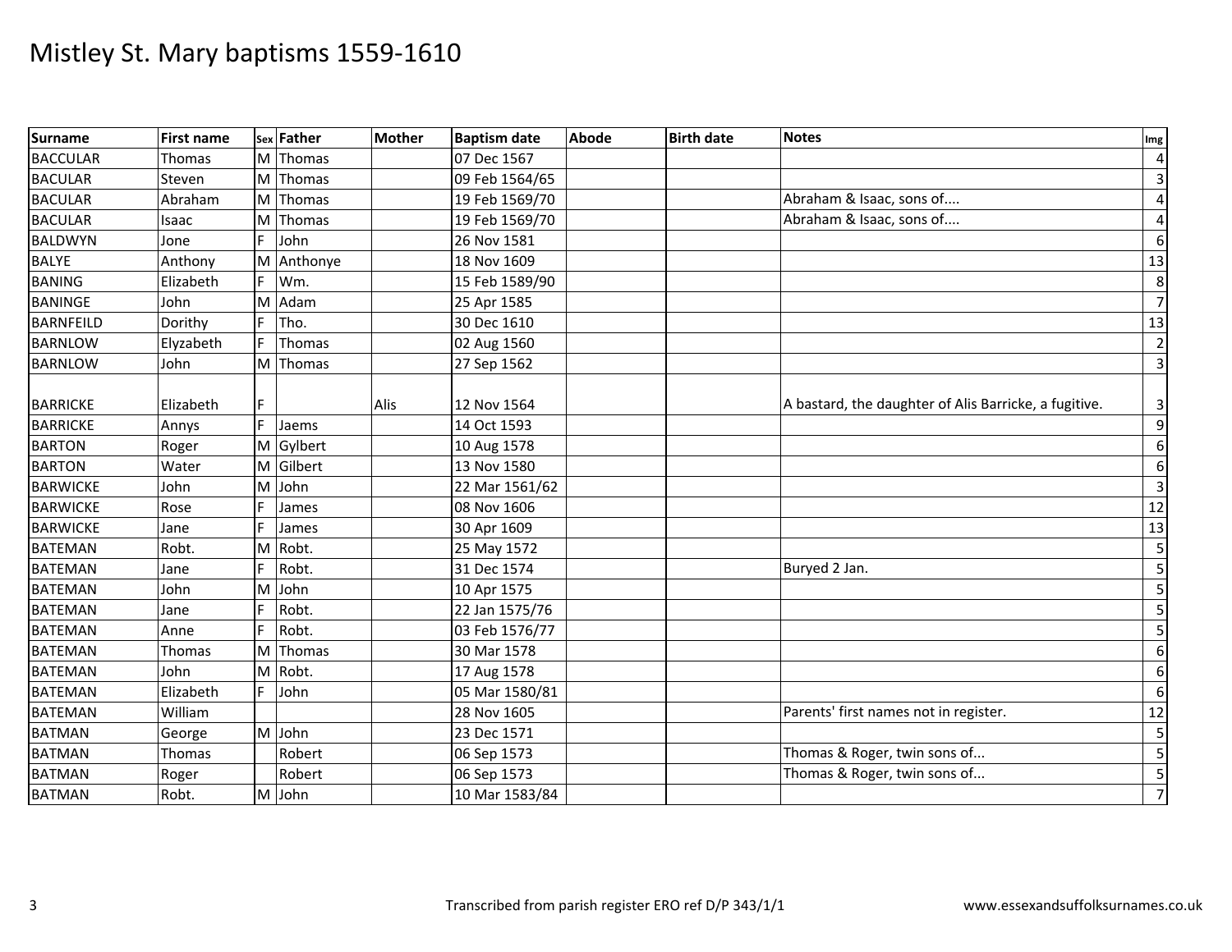# Mistley St. Mary baptisms 1559-1610

| Surname | First name | Sex | Father | Mother | Baptism date | Abode | Birth date | Notes | Img |
|---|---|---|---|---|---|---|---|---|---|
| BACCULAR | Thomas | M | Thomas | | 07 Dec 1567 | | | | 4 |
| BACULAR | Steven | M | Thomas | | 09 Feb 1564/65 | | | | 3 |
| BACULAR | Abraham | M | Thomas | | 19 Feb 1569/70 | | | Abraham & Isaac, sons of.... | 4 |
| BACULAR | Isaac | M | Thomas | | 19 Feb 1569/70 | | | Abraham & Isaac, sons of.... | 4 |
| BALDWYN | Jone | F | John | | 26 Nov 1581 | | | | 6 |
| BALYE | Anthony | M | Anthonye | | 18 Nov 1609 | | | | 13 |
| BANING | Elizabeth | F | Wm. | | 15 Feb 1589/90 | | | | 8 |
| BANINGE | John | M | Adam | | 25 Apr 1585 | | | | 7 |
| BARNFEILD | Dorithy | F | Tho. | | 30 Dec 1610 | | | | 13 |
| BARNLOW | Elyzabeth | F | Thomas | | 02 Aug 1560 | | | | 2 |
| BARNLOW | John | M | Thomas | | 27 Sep 1562 | | | | 3 |
| BARRICKE | Elizabeth | F | | Alis | 12 Nov 1564 | | | A bastard, the daughter of Alis Barricke, a fugitive. | 3 |
| BARRICKE | Annys | F | Jaems | | 14 Oct 1593 | | | | 9 |
| BARTON | Roger | M | Gylbert | | 10 Aug 1578 | | | | 6 |
| BARTON | Water | M | Gilbert | | 13 Nov 1580 | | | | 6 |
| BARWICKE | John | M | John | | 22 Mar 1561/62 | | | | 3 |
| BARWICKE | Rose | F | James | | 08 Nov 1606 | | | | 12 |
| BARWICKE | Jane | F | James | | 30 Apr 1609 | | | | 13 |
| BATEMAN | Robt. | M | Robt. | | 25 May 1572 | | | | 5 |
| BATEMAN | Jane | F | Robt. | | 31 Dec 1574 | | | Buryed 2 Jan. | 5 |
| BATEMAN | John | M | John | | 10 Apr 1575 | | | | 5 |
| BATEMAN | Jane | F | Robt. | | 22 Jan 1575/76 | | | | 5 |
| BATEMAN | Anne | F | Robt. | | 03 Feb 1576/77 | | | | 5 |
| BATEMAN | Thomas | M | Thomas | | 30 Mar 1578 | | | | 6 |
| BATEMAN | John | M | Robt. | | 17 Aug 1578 | | | | 6 |
| BATEMAN | Elizabeth | F | John | | 05 Mar 1580/81 | | | | 6 |
| BATEMAN | William | | | | 28 Nov 1605 | | | Parents' first names not in register. | 12 |
| BATMAN | George | M | John | | 23 Dec 1571 | | | | 5 |
| BATMAN | Thomas | | Robert | | 06 Sep 1573 | | | Thomas & Roger, twin sons of... | 5 |
| BATMAN | Roger | | Robert | | 06 Sep 1573 | | | Thomas & Roger, twin sons of... | 5 |
| BATMAN | Robt. | M | John | | 10 Mar 1583/84 | | | | 7 |

Transcribed from parish register ERO ref D/P 343/1/1 www.essexandsuffolksurnames.co.uk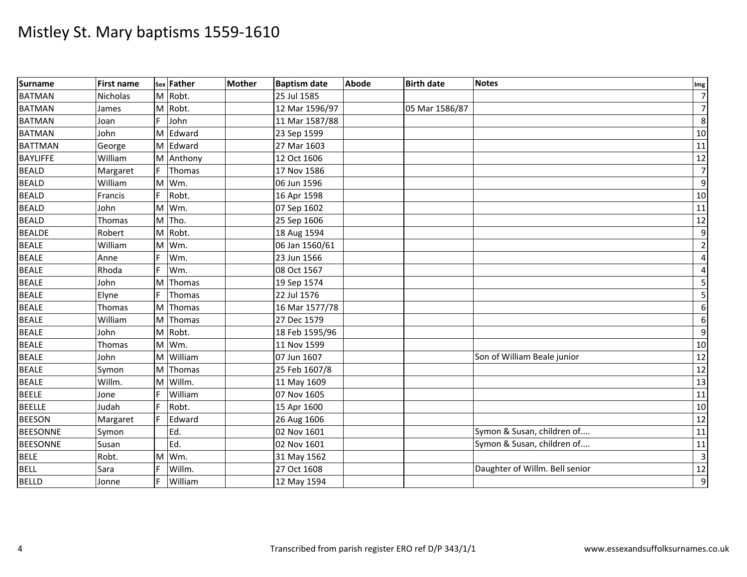# Mistley St. Mary baptisms 1559-1610

| Surname | First name | Sex | Father | Mother | Baptism date | Abode | Birth date | Notes | Img |
|---|---|---|---|---|---|---|---|---|---|
| BATMAN | Nicholas | M | Robt. | | 25 Jul 1585 | | | | 7 |
| BATMAN | James | M | Robt. | | 12 Mar 1596/97 | | 05 Mar 1586/87 | | 7 |
| BATMAN | Joan | F | John | | 11 Mar 1587/88 | | | | 8 |
| BATMAN | John | M | Edward | | 23 Sep 1599 | | | | 10 |
| BATTMAN | George | M | Edward | | 27 Mar 1603 | | | | 11 |
| BAYLIFFE | William | M | Anthony | | 12 Oct 1606 | | | | 12 |
| BEALD | Margaret | F | Thomas | | 17 Nov 1586 | | | | 7 |
| BEALD | William | M | Wm. | | 06 Jun 1596 | | | | 9 |
| BEALD | Francis | F | Robt. | | 16 Apr 1598 | | | | 10 |
| BEALD | John | M | Wm. | | 07 Sep 1602 | | | | 11 |
| BEALD | Thomas | M | Tho. | | 25 Sep 1606 | | | | 12 |
| BEALDE | Robert | M | Robt. | | 18 Aug 1594 | | | | 9 |
| BEALE | William | M | Wm. | | 06 Jan 1560/61 | | | | 2 |
| BEALE | Anne | F | Wm. | | 23 Jun 1566 | | | | 4 |
| BEALE | Rhoda | F | Wm. | | 08 Oct 1567 | | | | 4 |
| BEALE | John | M | Thomas | | 19 Sep 1574 | | | | 5 |
| BEALE | Elyne | F | Thomas | | 22 Jul 1576 | | | | 5 |
| BEALE | Thomas | M | Thomas | | 16 Mar 1577/78 | | | | 6 |
| BEALE | William | M | Thomas | | 27 Dec 1579 | | | | 6 |
| BEALE | John | M | Robt. | | 18 Feb 1595/96 | | | | 9 |
| BEALE | Thomas | M | Wm. | | 11 Nov 1599 | | | | 10 |
| BEALE | John | M | William | | 07 Jun 1607 | | | Son of William Beale junior | 12 |
| BEALE | Symon | M | Thomas | | 25 Feb 1607/8 | | | | 12 |
| BEALE | Willm. | M | Willm. | | 11 May 1609 | | | | 13 |
| BEELE | Jone | F | William | | 07 Nov 1605 | | | | 11 |
| BEELLE | Judah | F | Robt. | | 15 Apr 1600 | | | | 10 |
| BEESON | Margaret | F | Edward | | 26 Aug 1606 | | | | 12 |
| BEESONNE | Symon | | Ed. | | 02 Nov 1601 | | | Symon & Susan, children of.... | 11 |
| BEESONNE | Susan | | Ed. | | 02 Nov 1601 | | | Symon & Susan, children of.... | 11 |
| BELE | Robt. | M | Wm. | | 31 May 1562 | | | | 3 |
| BELL | Sara | F | Willm. | | 27 Oct 1608 | | | Daughter of Willm. Bell senior | 12 |
| BELLD | Jonne | F | William | | 12 May 1594 | | | | 9 |

Transcribed from parish register ERO ref D/P 343/1/1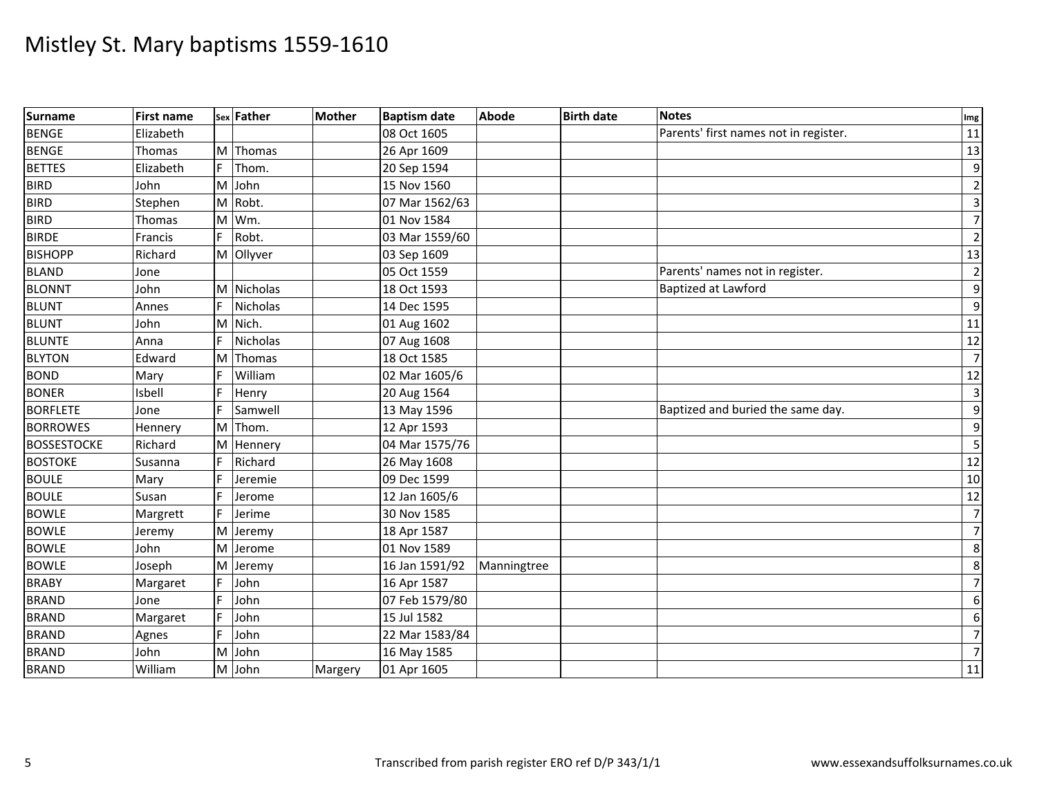# Mistley St. Mary baptisms 1559-1610

| Surname | First name | Sex | Father | Mother | Baptism date | Abode | Birth date | Notes | Img |
|---|---|---|---|---|---|---|---|---|---|
| BENGE | Elizabeth | | | | 08 Oct 1605 | | | Parents' first names not in register. | 11 |
| BENGE | Thomas | M | Thomas | | 26 Apr 1609 | | | | 13 |
| BETTES | Elizabeth | F | Thom. | | 20 Sep 1594 | | | | 9 |
| BIRD | John | M | John | | 15 Nov 1560 | | | | 2 |
| BIRD | Stephen | M | Robt. | | 07 Mar 1562/63 | | | | 3 |
| BIRD | Thomas | M | Wm. | | 01 Nov 1584 | | | | 7 |
| BIRDE | Francis | F | Robt. | | 03 Mar 1559/60 | | | | 2 |
| BISHOPP | Richard | M | Ollyver | | 03 Sep 1609 | | | | 13 |
| BLAND | Jone | | | | 05 Oct 1559 | | | Parents' names not in register. | 2 |
| BLONNT | John | M | Nicholas | | 18 Oct 1593 | | | Baptized at Lawford | 9 |
| BLUNT | Annes | F | Nicholas | | 14 Dec 1595 | | | | 9 |
| BLUNT | John | M | Nich. | | 01 Aug 1602 | | | | 11 |
| BLUNTE | Anna | F | Nicholas | | 07 Aug 1608 | | | | 12 |
| BLYTON | Edward | M | Thomas | | 18 Oct 1585 | | | | 7 |
| BOND | Mary | F | William | | 02 Mar 1605/6 | | | | 12 |
| BONER | Isbell | F | Henry | | 20 Aug 1564 | | | | 3 |
| BORFLETE | Jone | F | Samwell | | 13 May 1596 | | | Baptized and buried the same day. | 9 |
| BORROWES | Hennery | M | Thom. | | 12 Apr 1593 | | | | 9 |
| BOSSESTOCKE | Richard | M | Hennery | | 04 Mar 1575/76 | | | | 5 |
| BOSTOKE | Susanna | F | Richard | | 26 May 1608 | | | | 12 |
| BOULE | Mary | F | Jeremie | | 09 Dec 1599 | | | | 10 |
| BOULE | Susan | F | Jerome | | 12 Jan 1605/6 | | | | 12 |
| BOWLE | Margrett | F | Jerime | | 30 Nov 1585 | | | | 7 |
| BOWLE | Jeremy | M | Jeremy | | 18 Apr 1587 | | | | 7 |
| BOWLE | John | M | Jerome | | 01 Nov 1589 | | | | 8 |
| BOWLE | Joseph | M | Jeremy | | 16 Jan 1591/92 | Manningtree | | | 8 |
| BRABY | Margaret | F | John | | 16 Apr 1587 | | | | 7 |
| BRAND | Jone | F | John | | 07 Feb 1579/80 | | | | 6 |
| BRAND | Margaret | F | John | | 15 Jul 1582 | | | | 6 |
| BRAND | Agnes | F | John | | 22 Mar 1583/84 | | | | 7 |
| BRAND | John | M | John | | 16 May 1585 | | | | 7 |
| BRAND | William | M | John | Margery | 01 Apr 1605 | | | | 11 |

Transcribed from parish register ERO ref D/P 343/1/1 — www.essexandsuffolksurnames.co.uk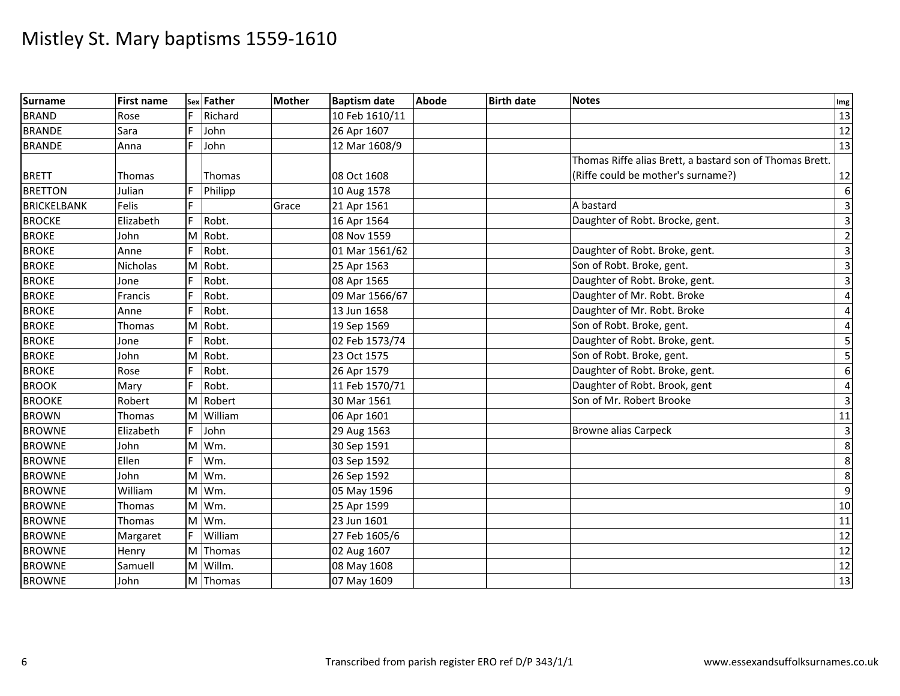# Mistley St. Mary baptisms 1559-1610

| Surname | First name | Sex | Father | Mother | Baptism date | Abode | Birth date | Notes | Img |
|---|---|---|---|---|---|---|---|---|---|
| BRAND | Rose | F | Richard | | 10 Feb 1610/11 | | | | 13 |
| BRANDE | Sara | F | John | | 26 Apr 1607 | | | | 12 |
| BRANDE | Anna | F | John | | 12 Mar 1608/9 | | | | 13 |
| BRETT | Thomas | | Thomas | | 08 Oct 1608 | | | Thomas Riffe alias Brett, a bastard son of Thomas Brett. (Riffe could be mother's surname?) | 12 |
| BRETTON | Julian | F | Philipp | | 10 Aug 1578 | | | | 6 |
| BRICKELBANK | Felis | F | | Grace | 21 Apr 1561 | | | A bastard | 3 |
| BROCKE | Elizabeth | F | Robt. | | 16 Apr 1564 | | | Daughter of Robt. Brocke, gent. | 3 |
| BROKE | John | M | Robt. | | 08 Nov 1559 | | | | 2 |
| BROKE | Anne | F | Robt. | | 01 Mar 1561/62 | | | Daughter of Robt. Broke, gent. | 3 |
| BROKE | Nicholas | M | Robt. | | 25 Apr 1563 | | | Son of Robt. Broke, gent. | 3 |
| BROKE | Jone | F | Robt. | | 08 Apr 1565 | | | Daughter of Robt. Broke, gent. | 3 |
| BROKE | Francis | F | Robt. | | 09 Mar 1566/67 | | | Daughter of Mr. Robt. Broke | 4 |
| BROKE | Anne | F | Robt. | | 13 Jun 1658 | | | Daughter of Mr. Robt. Broke | 4 |
| BROKE | Thomas | M | Robt. | | 19 Sep 1569 | | | Son of Robt. Broke, gent. | 4 |
| BROKE | Jone | F | Robt. | | 02 Feb 1573/74 | | | Daughter of Robt. Broke, gent. | 5 |
| BROKE | John | M | Robt. | | 23 Oct 1575 | | | Son of Robt. Broke, gent. | 5 |
| BROKE | Rose | F | Robt. | | 26 Apr 1579 | | | Daughter of Robt. Broke, gent. | 6 |
| BROOK | Mary | F | Robt. | | 11 Feb 1570/71 | | | Daughter of Robt. Brook, gent | 4 |
| BROOKE | Robert | M | Robert | | 30 Mar 1561 | | | Son of Mr. Robert Brooke | 3 |
| BROWN | Thomas | M | William | | 06 Apr 1601 | | | | 11 |
| BROWNE | Elizabeth | F | John | | 29 Aug 1563 | | | Browne alias Carpeck | 3 |
| BROWNE | John | M | Wm. | | 30 Sep 1591 | | | | 8 |
| BROWNE | Ellen | F | Wm. | | 03 Sep 1592 | | | | 8 |
| BROWNE | John | M | Wm. | | 26 Sep 1592 | | | | 8 |
| BROWNE | William | M | Wm. | | 05 May 1596 | | | | 9 |
| BROWNE | Thomas | M | Wm. | | 25 Apr 1599 | | | | 10 |
| BROWNE | Thomas | M | Wm. | | 23 Jun 1601 | | | | 11 |
| BROWNE | Margaret | F | William | | 27 Feb 1605/6 | | | | 12 |
| BROWNE | Henry | M | Thomas | | 02 Aug 1607 | | | | 12 |
| BROWNE | Samuell | M | Willm. | | 08 May 1608 | | | | 12 |
| BROWNE | John | M | Thomas | | 07 May 1609 | | | | 13 |

Transcribed from parish register ERO ref D/P 343/1/1 www.essexandsuffolksurnames.co.uk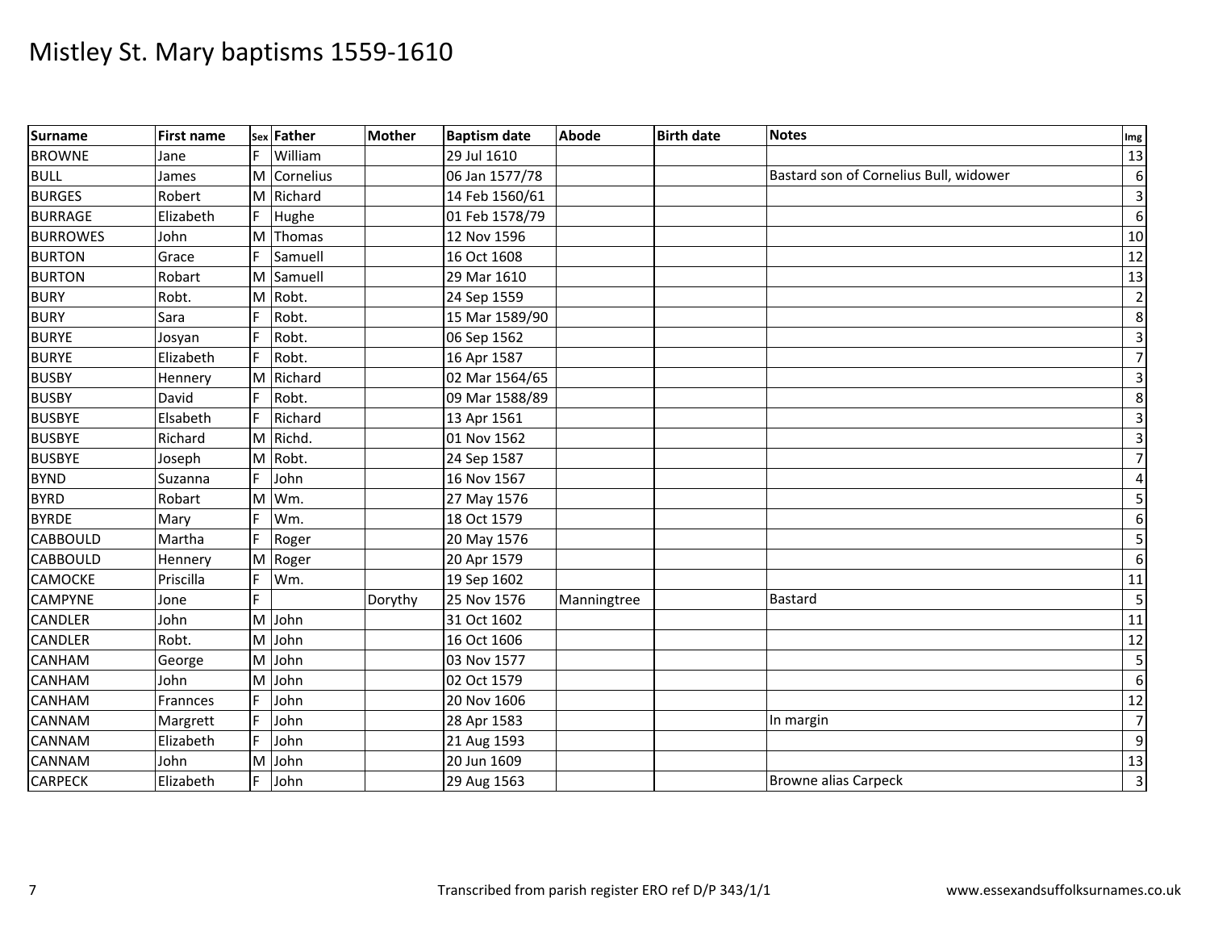# Mistley St. Mary baptisms 1559-1610

| Surname | First name | Sex | Father | Mother | Baptism date | Abode | Birth date | Notes | Img |
|---|---|---|---|---|---|---|---|---|---|
| BROWNE | Jane | F | William | | 29 Jul 1610 | | | | 13 |
| BULL | James | M | Cornelius | | 06 Jan 1577/78 | | | Bastard son of Cornelius Bull, widower | 6 |
| BURGES | Robert | M | Richard | | 14 Feb 1560/61 | | | | 3 |
| BURRAGE | Elizabeth | F | Hughe | | 01 Feb 1578/79 | | | | 6 |
| BURROWES | John | M | Thomas | | 12 Nov 1596 | | | | 10 |
| BURTON | Grace | F | Samuell | | 16 Oct 1608 | | | | 12 |
| BURTON | Robart | M | Samuell | | 29 Mar 1610 | | | | 13 |
| BURY | Robt. | M | Robt. | | 24 Sep 1559 | | | | 2 |
| BURY | Sara | F | Robt. | | 15 Mar 1589/90 | | | | 8 |
| BURYE | Josyan | F | Robt. | | 06 Sep 1562 | | | | 3 |
| BURYE | Elizabeth | F | Robt. | | 16 Apr 1587 | | | | 7 |
| BUSBY | Hennery | M | Richard | | 02 Mar 1564/65 | | | | 3 |
| BUSBY | David | F | Robt. | | 09 Mar 1588/89 | | | | 8 |
| BUSBYE | Elsabeth | F | Richard | | 13 Apr 1561 | | | | 3 |
| BUSBYE | Richard | M | Richd. | | 01 Nov 1562 | | | | 3 |
| BUSBYE | Joseph | M | Robt. | | 24 Sep 1587 | | | | 7 |
| BYND | Suzanna | F | John | | 16 Nov 1567 | | | | 4 |
| BYRD | Robart | M | Wm. | | 27 May 1576 | | | | 5 |
| BYRDE | Mary | F | Wm. | | 18 Oct 1579 | | | | 6 |
| CABBOULD | Martha | F | Roger | | 20 May 1576 | | | | 5 |
| CABBOULD | Hennery | M | Roger | | 20 Apr 1579 | | | | 6 |
| CAMOCKE | Priscilla | F | Wm. | | 19 Sep 1602 | | | | 11 |
| CAMPYNE | Jone | F | | Dorythy | 25 Nov 1576 | Manningtree | | Bastard | 5 |
| CANDLER | John | M | John | | 31 Oct 1602 | | | | 11 |
| CANDLER | Robt. | M | John | | 16 Oct 1606 | | | | 12 |
| CANHAM | George | M | John | | 03 Nov 1577 | | | | 5 |
| CANHAM | John | M | John | | 02 Oct 1579 | | | | 6 |
| CANHAM | Frannces | F | John | | 20 Nov 1606 | | | | 12 |
| CANNAM | Margrett | F | John | | 28 Apr 1583 | | | In margin | 7 |
| CANNAM | Elizabeth | F | John | | 21 Aug 1593 | | | | 9 |
| CANNAM | John | M | John | | 20 Jun 1609 | | | | 13 |
| CARPECK | Elizabeth | F | John | | 29 Aug 1563 | | | Browne alias Carpeck | 3 |

Transcribed from parish register ERO ref D/P 343/1/1

www.essexandsuffolksurnames.co.uk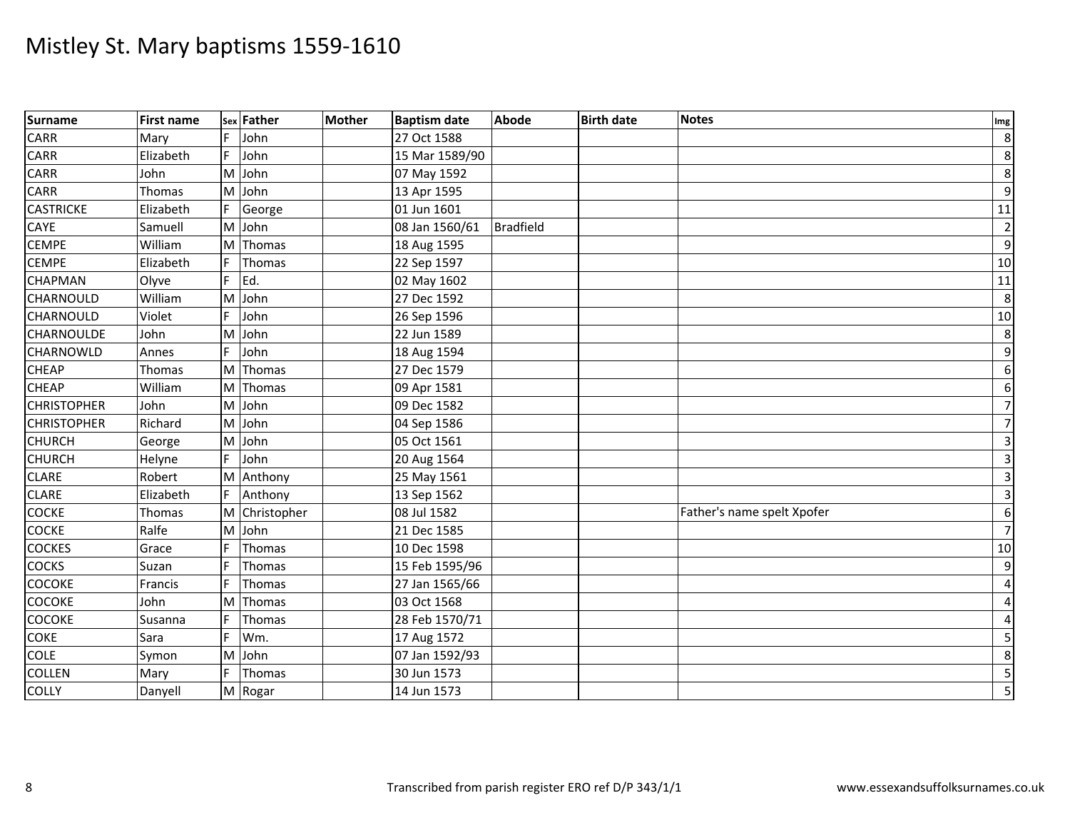# Mistley St. Mary baptisms 1559-1610

| Surname | First name | Sex | Father | Mother | Baptism date | Abode | Birth date | Notes | Img |
|---|---|---|---|---|---|---|---|---|---|
| CARR | Mary | F | John | | 27 Oct 1588 | | | | 8 |
| CARR | Elizabeth | F | John | | 15 Mar 1589/90 | | | | 8 |
| CARR | John | M | John | | 07 May 1592 | | | | 8 |
| CARR | Thomas | M | John | | 13 Apr 1595 | | | | 9 |
| CASTRICKE | Elizabeth | F | George | | 01 Jun 1601 | | | | 11 |
| CAYE | Samuell | M | John | | 08 Jan 1560/61 | Bradfield | | | 2 |
| CEMPE | William | M | Thomas | | 18 Aug 1595 | | | | 9 |
| CEMPE | Elizabeth | F | Thomas | | 22 Sep 1597 | | | | 10 |
| CHAPMAN | Olyve | F | Ed. | | 02 May 1602 | | | | 11 |
| CHARNOULD | William | M | John | | 27 Dec 1592 | | | | 8 |
| CHARNOULD | Violet | F | John | | 26 Sep 1596 | | | | 10 |
| CHARNOULDE | John | M | John | | 22 Jun 1589 | | | | 8 |
| CHARNOWLD | Annes | F | John | | 18 Aug 1594 | | | | 9 |
| CHEAP | Thomas | M | Thomas | | 27 Dec 1579 | | | | 6 |
| CHEAP | William | M | Thomas | | 09 Apr 1581 | | | | 6 |
| CHRISTOPHER | John | M | John | | 09 Dec 1582 | | | | 7 |
| CHRISTOPHER | Richard | M | John | | 04 Sep 1586 | | | | 7 |
| CHURCH | George | M | John | | 05 Oct 1561 | | | | 3 |
| CHURCH | Helyne | F | John | | 20 Aug 1564 | | | | 3 |
| CLARE | Robert | M | Anthony | | 25 May 1561 | | | | 3 |
| CLARE | Elizabeth | F | Anthony | | 13 Sep 1562 | | | | 3 |
| COCKE | Thomas | M | Christopher | | 08 Jul 1582 | | | Father's name spelt Xpofer | 6 |
| COCKE | Ralfe | M | John | | 21 Dec 1585 | | | | 7 |
| COCKES | Grace | F | Thomas | | 10 Dec 1598 | | | | 10 |
| COCKS | Suzan | F | Thomas | | 15 Feb 1595/96 | | | | 9 |
| COCOKE | Francis | F | Thomas | | 27 Jan 1565/66 | | | | 4 |
| COCOKE | John | M | Thomas | | 03 Oct 1568 | | | | 4 |
| COCOKE | Susanna | F | Thomas | | 28 Feb 1570/71 | | | | 4 |
| COKE | Sara | F | Wm. | | 17 Aug 1572 | | | | 5 |
| COLE | Symon | M | John | | 07 Jan 1592/93 | | | | 8 |
| COLLEN | Mary | F | Thomas | | 30 Jun 1573 | | | | 5 |
| COLLY | Danyell | M | Rogar | | 14 Jun 1573 | | | | 5 |

Transcribed from parish register ERO ref D/P 343/1/1

www.essexandsuffolksurnames.co.uk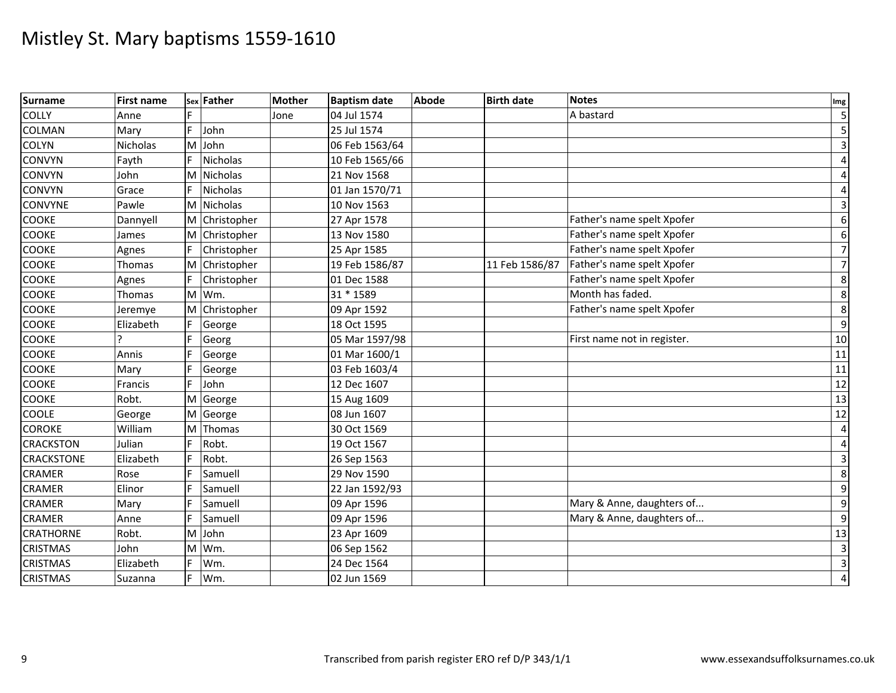# Mistley St. Mary baptisms 1559-1610

| Surname | First name | Sex | Father | Mother | Baptism date | Abode | Birth date | Notes | Img |
|---|---|---|---|---|---|---|---|---|---|
| COLLY | Anne | F | | Jone | 04 Jul 1574 | | | A bastard | 5 |
| COLMAN | Mary | F | John | | 25 Jul 1574 | | | | 5 |
| COLYN | Nicholas | M | John | | 06 Feb 1563/64 | | | | 3 |
| CONVYN | Fayth | F | Nicholas | | 10 Feb 1565/66 | | | | 4 |
| CONVYN | John | M | Nicholas | | 21 Nov 1568 | | | | 4 |
| CONVYN | Grace | F | Nicholas | | 01 Jan 1570/71 | | | | 4 |
| CONVYNE | Pawle | M | Nicholas | | 10 Nov 1563 | | | | 3 |
| COOKE | Dannyell | M | Christopher | | 27 Apr 1578 | | | Father's name spelt Xpofer | 6 |
| COOKE | James | M | Christopher | | 13 Nov 1580 | | | Father's name spelt Xpofer | 6 |
| COOKE | Agnes | F | Christopher | | 25 Apr 1585 | | | Father's name spelt Xpofer | 7 |
| COOKE | Thomas | M | Christopher | | 19 Feb 1586/87 | | 11 Feb 1586/87 | Father's name spelt Xpofer | 7 |
| COOKE | Agnes | F | Christopher | | 01 Dec 1588 | | | Father's name spelt Xpofer | 8 |
| COOKE | Thomas | M | Wm. | | 31 * 1589 | | | Month has faded. | 8 |
| COOKE | Jeremye | M | Christopher | | 09 Apr 1592 | | | Father's name spelt Xpofer | 8 |
| COOKE | Elizabeth | F | George | | 18 Oct 1595 | | | | 9 |
| COOKE | ? | F | Georg | | 05 Mar 1597/98 | | | First name not in register. | 10 |
| COOKE | Annis | F | George | | 01 Mar 1600/1 | | | | 11 |
| COOKE | Mary | F | George | | 03 Feb 1603/4 | | | | 11 |
| COOKE | Francis | F | John | | 12 Dec 1607 | | | | 12 |
| COOKE | Robt. | M | George | | 15 Aug 1609 | | | | 13 |
| COOLE | George | M | George | | 08 Jun 1607 | | | | 12 |
| COROKE | William | M | Thomas | | 30 Oct 1569 | | | | 4 |
| CRACKSTON | Julian | F | Robt. | | 19 Oct 1567 | | | | 4 |
| CRACKSTONE | Elizabeth | F | Robt. | | 26 Sep 1563 | | | | 3 |
| CRAMER | Rose | F | Samuell | | 29 Nov 1590 | | | | 8 |
| CRAMER | Elinor | F | Samuell | | 22 Jan 1592/93 | | | | 9 |
| CRAMER | Mary | F | Samuell | | 09 Apr 1596 | | | Mary & Anne, daughters of... | 9 |
| CRAMER | Anne | F | Samuell | | 09 Apr 1596 | | | Mary & Anne, daughters of... | 9 |
| CRATHORNE | Robt. | M | John | | 23 Apr 1609 | | | | 13 |
| CRISTMAS | John | M | Wm. | | 06 Sep 1562 | | | | 3 |
| CRISTMAS | Elizabeth | F | Wm. | | 24 Dec 1564 | | | | 3 |
| CRISTMAS | Suzanna | F | Wm. | | 02 Jun 1569 | | | | 4 |

Transcribed from parish register ERO ref D/P 343/1/1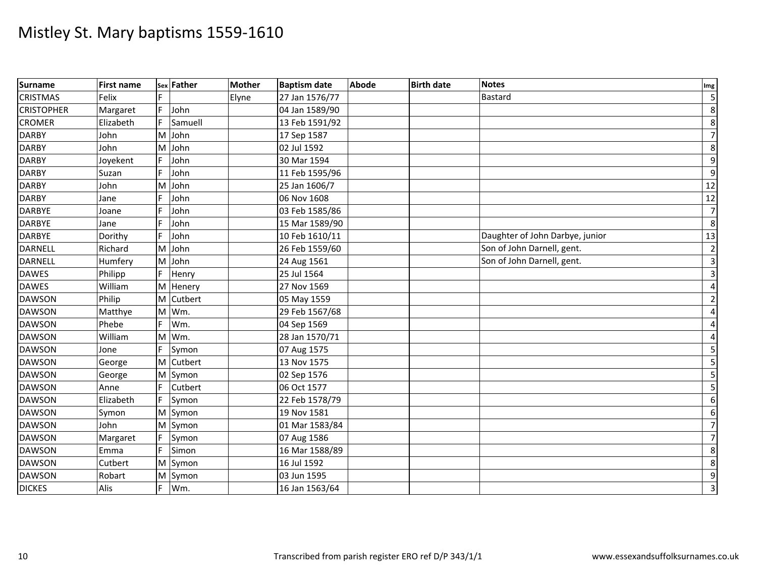# Mistley St. Mary baptisms 1559-1610

| Surname | First name | Sex | Father | Mother | Baptism date | Abode | Birth date | Notes | Img |
|---|---|---|---|---|---|---|---|---|---|
| CRISTMAS | Felix | F | | Elyne | 27 Jan 1576/77 | | | Bastard | 5 |
| CRISTOPHER | Margaret | F | John | | 04 Jan 1589/90 | | | | 8 |
| CROMER | Elizabeth | F | Samuell | | 13 Feb 1591/92 | | | | 8 |
| DARBY | John | M | John | | 17 Sep 1587 | | | | 7 |
| DARBY | John | M | John | | 02 Jul 1592 | | | | 8 |
| DARBY | Joyekent | F | John | | 30 Mar 1594 | | | | 9 |
| DARBY | Suzan | F | John | | 11 Feb 1595/96 | | | | 9 |
| DARBY | John | M | John | | 25 Jan 1606/7 | | | | 12 |
| DARBY | Jane | F | John | | 06 Nov 1608 | | | | 12 |
| DARBYE | Joane | F | John | | 03 Feb 1585/86 | | | | 7 |
| DARBYE | Jane | F | John | | 15 Mar 1589/90 | | | | 8 |
| DARBYE | Dorithy | F | John | | 10 Feb 1610/11 | | | Daughter of John Darbye, junior | 13 |
| DARNELL | Richard | M | John | | 26 Feb 1559/60 | | | Son of John Darnell, gent. | 2 |
| DARNELL | Humfery | M | John | | 24 Aug 1561 | | | Son of John Darnell, gent. | 3 |
| DAWES | Philipp | F | Henry | | 25 Jul 1564 | | | | 3 |
| DAWES | William | M | Henery | | 27 Nov 1569 | | | | 4 |
| DAWSON | Philip | M | Cutbert | | 05 May 1559 | | | | 2 |
| DAWSON | Matthye | M | Wm. | | 29 Feb 1567/68 | | | | 4 |
| DAWSON | Phebe | F | Wm. | | 04 Sep 1569 | | | | 4 |
| DAWSON | William | M | Wm. | | 28 Jan 1570/71 | | | | 4 |
| DAWSON | Jone | F | Symon | | 07 Aug 1575 | | | | 5 |
| DAWSON | George | M | Cutbert | | 13 Nov 1575 | | | | 5 |
| DAWSON | George | M | Symon | | 02 Sep 1576 | | | | 5 |
| DAWSON | Anne | F | Cutbert | | 06 Oct 1577 | | | | 5 |
| DAWSON | Elizabeth | F | Symon | | 22 Feb 1578/79 | | | | 6 |
| DAWSON | Symon | M | Symon | | 19 Nov 1581 | | | | 6 |
| DAWSON | John | M | Symon | | 01 Mar 1583/84 | | | | 7 |
| DAWSON | Margaret | F | Symon | | 07 Aug 1586 | | | | 7 |
| DAWSON | Emma | F | Simon | | 16 Mar 1588/89 | | | | 8 |
| DAWSON | Cutbert | M | Symon | | 16 Jul 1592 | | | | 8 |
| DAWSON | Robart | M | Symon | | 03 Jun 1595 | | | | 9 |
| DICKES | Alis | F | Wm. | | 16 Jan 1563/64 | | | | 3 |

Transcribed from parish register ERO ref D/P 343/1/1

www.essexandsuffolksurnames.co.uk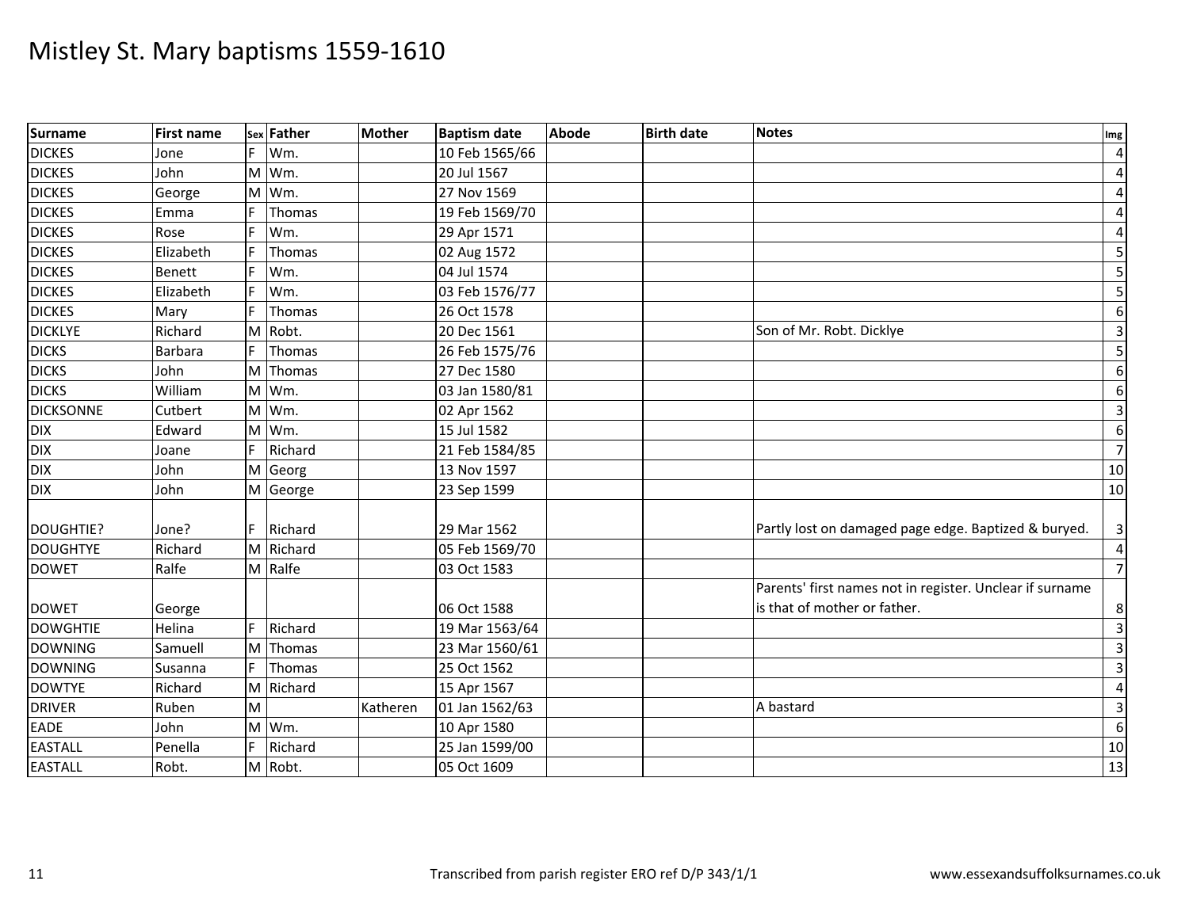# Mistley St. Mary baptisms 1559-1610

| Surname | First name | Sex | Father | Mother | Baptism date | Abode | Birth date | Notes | Img |
|---|---|---|---|---|---|---|---|---|---|
| DICKES | Jone | F | Wm. | | 10 Feb 1565/66 | | | | 4 |
| DICKES | John | M | Wm. | | 20 Jul 1567 | | | | 4 |
| DICKES | George | M | Wm. | | 27 Nov 1569 | | | | 4 |
| DICKES | Emma | F | Thomas | | 19 Feb 1569/70 | | | | 4 |
| DICKES | Rose | F | Wm. | | 29 Apr 1571 | | | | 4 |
| DICKES | Elizabeth | F | Thomas | | 02 Aug 1572 | | | | 5 |
| DICKES | Benett | F | Wm. | | 04 Jul 1574 | | | | 5 |
| DICKES | Elizabeth | F | Wm. | | 03 Feb 1576/77 | | | | 5 |
| DICKES | Mary | F | Thomas | | 26 Oct 1578 | | | | 6 |
| DICKLYE | Richard | M | Robt. | | 20 Dec 1561 | | | Son of Mr. Robt. Dicklye | 3 |
| DICKS | Barbara | F | Thomas | | 26 Feb 1575/76 | | | | 5 |
| DICKS | John | M | Thomas | | 27 Dec 1580 | | | | 6 |
| DICKS | William | M | Wm. | | 03 Jan 1580/81 | | | | 6 |
| DICKSONNE | Cutbert | M | Wm. | | 02 Apr 1562 | | | | 3 |
| DIX | Edward | M | Wm. | | 15 Jul 1582 | | | | 6 |
| DIX | Joane | F | Richard | | 21 Feb 1584/85 | | | | 7 |
| DIX | John | M | Georg | | 13 Nov 1597 | | | | 10 |
| DIX | John | M | George | | 23 Sep 1599 | | | | 10 |
| DOUGHTIE? | Jone? | F | Richard | | 29 Mar 1562 | | | Partly lost on damaged page edge. Baptized & buryed. | 3 |
| DOUGHTYE | Richard | M | Richard | | 05 Feb 1569/70 | | | | 4 |
| DOWET | Ralfe | M | Ralfe | | 03 Oct 1583 | | | | 7 |
| DOWET | George | | | | 06 Oct 1588 | | | Parents' first names not in register. Unclear if surname is that of mother or father. | 8 |
| DOWGHTIE | Helina | F | Richard | | 19 Mar 1563/64 | | | | 3 |
| DOWNING | Samuell | M | Thomas | | 23 Mar 1560/61 | | | | 3 |
| DOWNING | Susanna | F | Thomas | | 25 Oct 1562 | | | | 3 |
| DOWTYE | Richard | M | Richard | | 15 Apr 1567 | | | | 4 |
| DRIVER | Ruben | M | | Katheren | 01 Jan 1562/63 | | | A bastard | 3 |
| EADE | John | M | Wm. | | 10 Apr 1580 | | | | 6 |
| EASTALL | Penella | F | Richard | | 25 Jan 1599/00 | | | | 10 |
| EASTALL | Robt. | M | Robt. | | 05 Oct 1609 | | | | 13 |

Transcribed from parish register ERO ref D/P 343/1/1 www.essexandsuffolksurnames.co.uk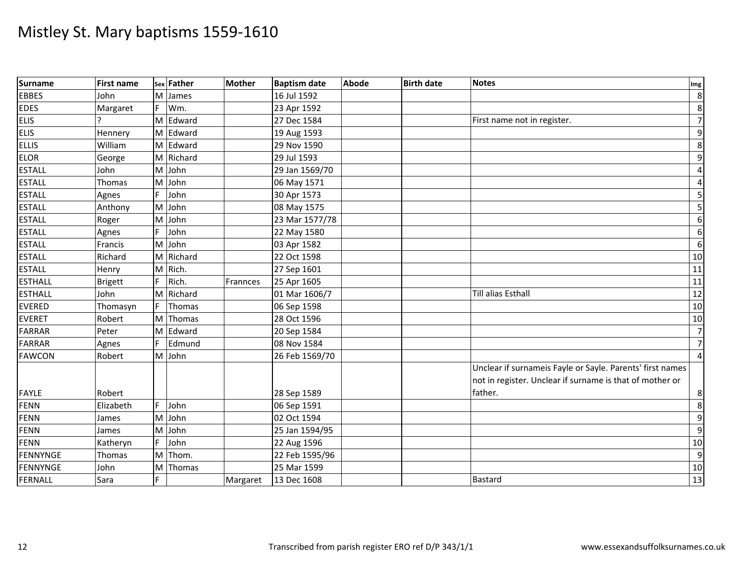# Mistley St. Mary baptisms 1559-1610

| Surname | First name | Sex | Father | Mother | Baptism date | Abode | Birth date | Notes | Img |
|---|---|---|---|---|---|---|---|---|---|
| EBBES | John | M | James | | 16 Jul 1592 | | | | 8 |
| EDES | Margaret | F | Wm. | | 23 Apr 1592 | | | | 8 |
| ELIS | ? | M | Edward | | 27 Dec 1584 | | | First name not in register. | 7 |
| ELIS | Hennery | M | Edward | | 19 Aug 1593 | | | | 9 |
| ELLIS | William | M | Edward | | 29 Nov 1590 | | | | 8 |
| ELOR | George | M | Richard | | 29 Jul 1593 | | | | 9 |
| ESTALL | John | M | John | | 29 Jan 1569/70 | | | | 4 |
| ESTALL | Thomas | M | John | | 06 May 1571 | | | | 4 |
| ESTALL | Agnes | F | John | | 30 Apr 1573 | | | | 5 |
| ESTALL | Anthony | M | John | | 08 May 1575 | | | | 5 |
| ESTALL | Roger | M | John | | 23 Mar 1577/78 | | | | 6 |
| ESTALL | Agnes | F | John | | 22 May 1580 | | | | 6 |
| ESTALL | Francis | M | John | | 03 Apr 1582 | | | | 6 |
| ESTALL | Richard | M | Richard | | 22 Oct 1598 | | | | 10 |
| ESTALL | Henry | M | Rich. | | 27 Sep 1601 | | | | 11 |
| ESTHALL | Brigett | F | Rich. | Frannces | 25 Apr 1605 | | | | 11 |
| ESTHALL | John | M | Richard | | 01 Mar 1606/7 | | | Till alias Esthall | 12 |
| EVERED | Thomasyn | F | Thomas | | 06 Sep 1598 | | | | 10 |
| EVERET | Robert | M | Thomas | | 28 Oct 1596 | | | | 10 |
| FARRAR | Peter | M | Edward | | 20 Sep 1584 | | | | 7 |
| FARRAR | Agnes | F | Edmund | | 08 Nov 1584 | | | | 7 |
| FAWCON | Robert | M | John | | 26 Feb 1569/70 | | | | 4 |
| FAYLE | Robert | | | | 28 Sep 1589 | | | Unclear if surnameis Fayle or Sayle. Parents' first names not in register. Unclear if surname is that of mother or father. | 8 |
| FENN | Elizabeth | F | John | | 06 Sep 1591 | | | | 8 |
| FENN | James | M | John | | 02 Oct 1594 | | | | 9 |
| FENN | James | M | John | | 25 Jan 1594/95 | | | | 9 |
| FENN | Katheryn | F | John | | 22 Aug 1596 | | | | 10 |
| FENNYNGE | Thomas | M | Thom. | | 22 Feb 1595/96 | | | | 9 |
| FENNYNGE | John | M | Thomas | | 25 Mar 1599 | | | | 10 |
| FERNALL | Sara | F | | Margaret | 13 Dec 1608 | | | Bastard | 13 |

Transcribed from parish register ERO ref D/P 343/1/1

www.essexandsuffolksurnames.co.uk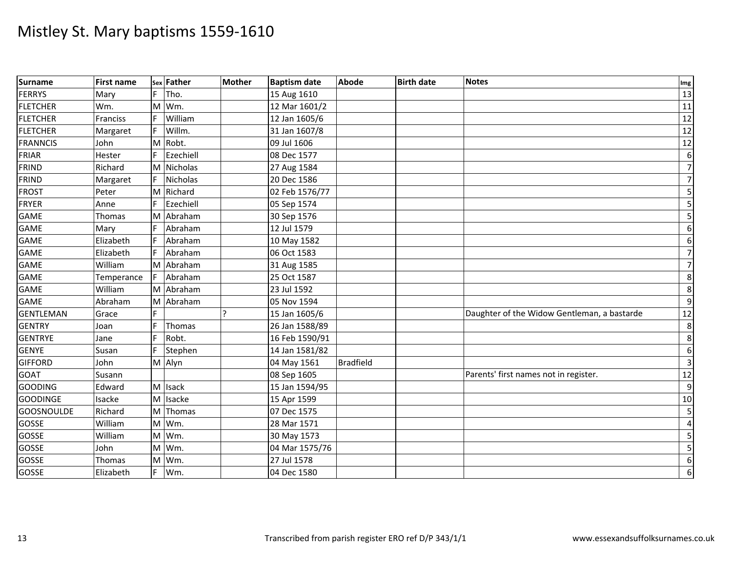# Mistley St. Mary baptisms 1559-1610

| Surname | First name | Sex | Father | Mother | Baptism date | Abode | Birth date | Notes | Img |
|---|---|---|---|---|---|---|---|---|---|
| FERRYS | Mary | F | Tho. | | 15 Aug 1610 | | | | 13 |
| FLETCHER | Wm. | M | Wm. | | 12 Mar 1601/2 | | | | 11 |
| FLETCHER | Franciss | F | William | | 12 Jan 1605/6 | | | | 12 |
| FLETCHER | Margaret | F | Willm. | | 31 Jan 1607/8 | | | | 12 |
| FRANNCIS | John | M | Robt. | | 09 Jul 1606 | | | | 12 |
| FRIAR | Hester | F | Ezechiell | | 08 Dec 1577 | | | | 6 |
| FRIND | Richard | M | Nicholas | | 27 Aug 1584 | | | | 7 |
| FRIND | Margaret | F | Nicholas | | 20 Dec 1586 | | | | 7 |
| FROST | Peter | M | Richard | | 02 Feb 1576/77 | | | | 5 |
| FRYER | Anne | F | Ezechiell | | 05 Sep 1574 | | | | 5 |
| GAME | Thomas | M | Abraham | | 30 Sep 1576 | | | | 5 |
| GAME | Mary | F | Abraham | | 12 Jul 1579 | | | | 6 |
| GAME | Elizabeth | F | Abraham | | 10 May 1582 | | | | 6 |
| GAME | Elizabeth | F | Abraham | | 06 Oct 1583 | | | | 7 |
| GAME | William | M | Abraham | | 31 Aug 1585 | | | | 7 |
| GAME | Temperance | F | Abraham | | 25 Oct 1587 | | | | 8 |
| GAME | William | M | Abraham | | 23 Jul 1592 | | | | 8 |
| GAME | Abraham | M | Abraham | | 05 Nov 1594 | | | | 9 |
| GENTLEMAN | Grace | F | | ? | 15 Jan 1605/6 | | | Daughter of the Widow Gentleman, a bastarde | 12 |
| GENTRY | Joan | F | Thomas | | 26 Jan 1588/89 | | | | 8 |
| GENTRYE | Jane | F | Robt. | | 16 Feb 1590/91 | | | | 8 |
| GENYE | Susan | F | Stephen | | 14 Jan 1581/82 | | | | 6 |
| GIFFORD | John | M | Alyn | | 04 May 1561 | Bradfield | | | 3 |
| GOAT | Susann | | | | 08 Sep 1605 | | | Parents' first names not in register. | 12 |
| GOODING | Edward | M | Isack | | 15 Jan 1594/95 | | | | 9 |
| GOODINGE | Isacke | M | Isacke | | 15 Apr 1599 | | | | 10 |
| GOOSNOULDE | Richard | M | Thomas | | 07 Dec 1575 | | | | 5 |
| GOSSE | William | M | Wm. | | 28 Mar 1571 | | | | 4 |
| GOSSE | William | M | Wm. | | 30 May 1573 | | | | 5 |
| GOSSE | John | M | Wm. | | 04 Mar 1575/76 | | | | 5 |
| GOSSE | Thomas | M | Wm. | | 27 Jul 1578 | | | | 6 |
| GOSSE | Elizabeth | F | Wm. | | 04 Dec 1580 | | | | 6 |

Transcribed from parish register ERO ref D/P 343/1/1

www.essexandsuffolksurnames.co.uk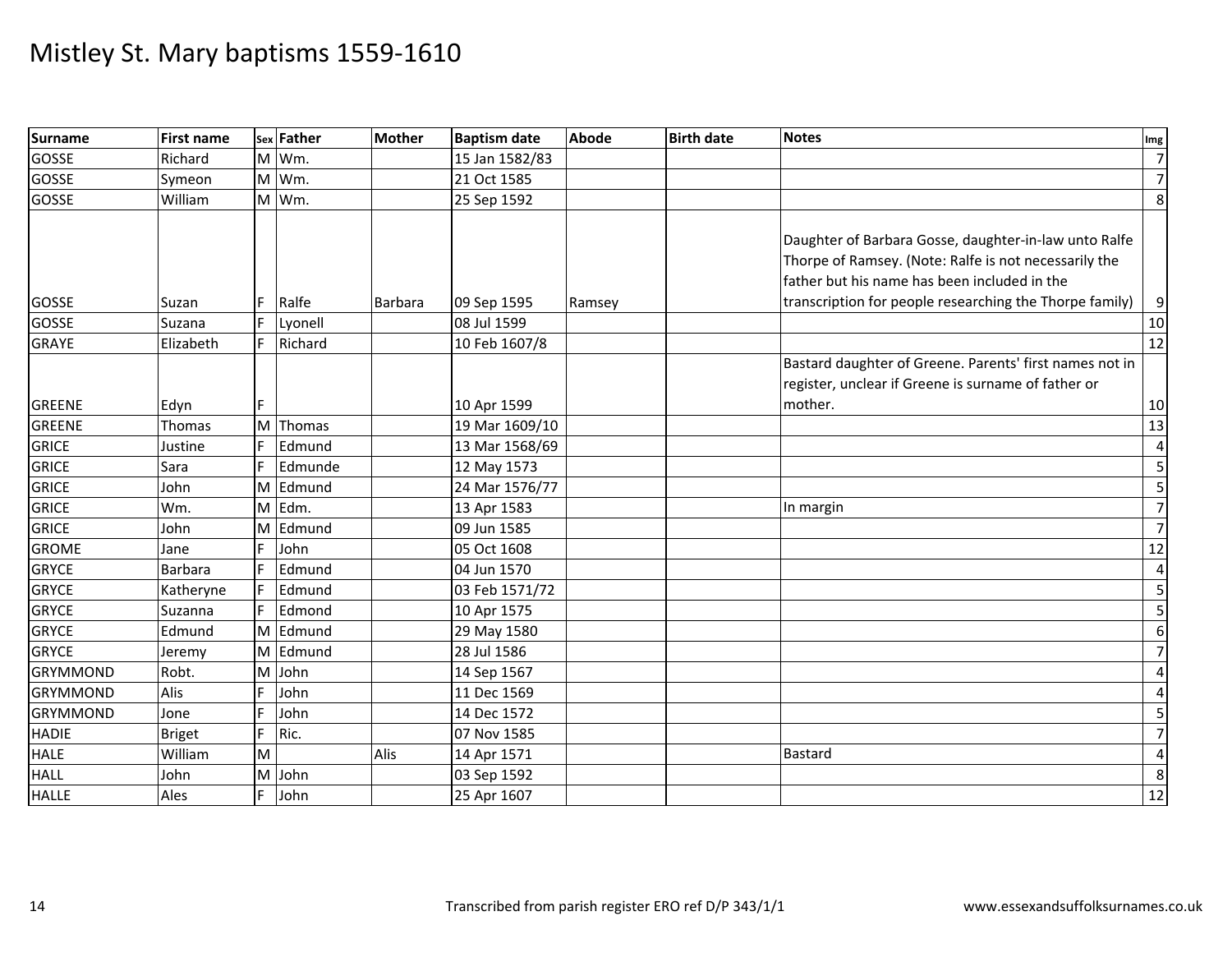# Mistley St. Mary baptisms 1559-1610

| Surname | First name | Sex | Father | Mother | Baptism date | Abode | Birth date | Notes | Img |
|---|---|---|---|---|---|---|---|---|---|
| GOSSE | Richard | M | Wm. | | 15 Jan 1582/83 | | | | 7 |
| GOSSE | Symeon | M | Wm. | | 21 Oct 1585 | | | | 7 |
| GOSSE | William | M | Wm. | | 25 Sep 1592 | | | | 8 |
| GOSSE | Suzan | F | Ralfe | Barbara | 09 Sep 1595 | Ramsey | | Daughter of Barbara Gosse, daughter-in-law unto Ralfe Thorpe of Ramsey. (Note: Ralfe is not necessarily the father but his name has been included in the transcription for people researching the Thorpe family) | 9 |
| GOSSE | Suzana | F | Lyonell | | 08 Jul 1599 | | | | 10 |
| GRAYE | Elizabeth | F | Richard | | 10 Feb 1607/8 | | | | 12 |
| GREENE | Edyn | F | | | 10 Apr 1599 | | | Bastard daughter of Greene. Parents' first names not in register, unclear if Greene is surname of father or mother. | 10 |
| GREENE | Thomas | M | Thomas | | 19 Mar 1609/10 | | | | 13 |
| GRICE | Justine | F | Edmund | | 13 Mar 1568/69 | | | | 4 |
| GRICE | Sara | F | Edmunde | | 12 May 1573 | | | | 5 |
| GRICE | John | M | Edmund | | 24 Mar 1576/77 | | | | 5 |
| GRICE | Wm. | M | Edm. | | 13 Apr 1583 | | | In margin | 7 |
| GRICE | John | M | Edmund | | 09 Jun 1585 | | | | 7 |
| GROME | Jane | F | John | | 05 Oct 1608 | | | | 12 |
| GRYCE | Barbara | F | Edmund | | 04 Jun 1570 | | | | 4 |
| GRYCE | Katheryne | F | Edmund | | 03 Feb 1571/72 | | | | 5 |
| GRYCE | Suzanna | F | Edmond | | 10 Apr 1575 | | | | 5 |
| GRYCE | Edmund | M | Edmund | | 29 May 1580 | | | | 6 |
| GRYCE | Jeremy | M | Edmund | | 28 Jul 1586 | | | | 7 |
| GRYMMOND | Robt. | M | John | | 14 Sep 1567 | | | | 4 |
| GRYMMOND | Alis | F | John | | 11 Dec 1569 | | | | 4 |
| GRYMMOND | Jone | F | John | | 14 Dec 1572 | | | | 5 |
| HADIE | Briget | F | Ric. | | 07 Nov 1585 | | | | 7 |
| HALE | William | M | | Alis | 14 Apr 1571 | | | Bastard | 4 |
| HALL | John | M | John | | 03 Sep 1592 | | | | 8 |
| HALLE | Ales | F | John | | 25 Apr 1607 | | | | 12 |

Transcribed from parish register ERO ref D/P 343/1/1 www.essexandsuffolksurnames.co.uk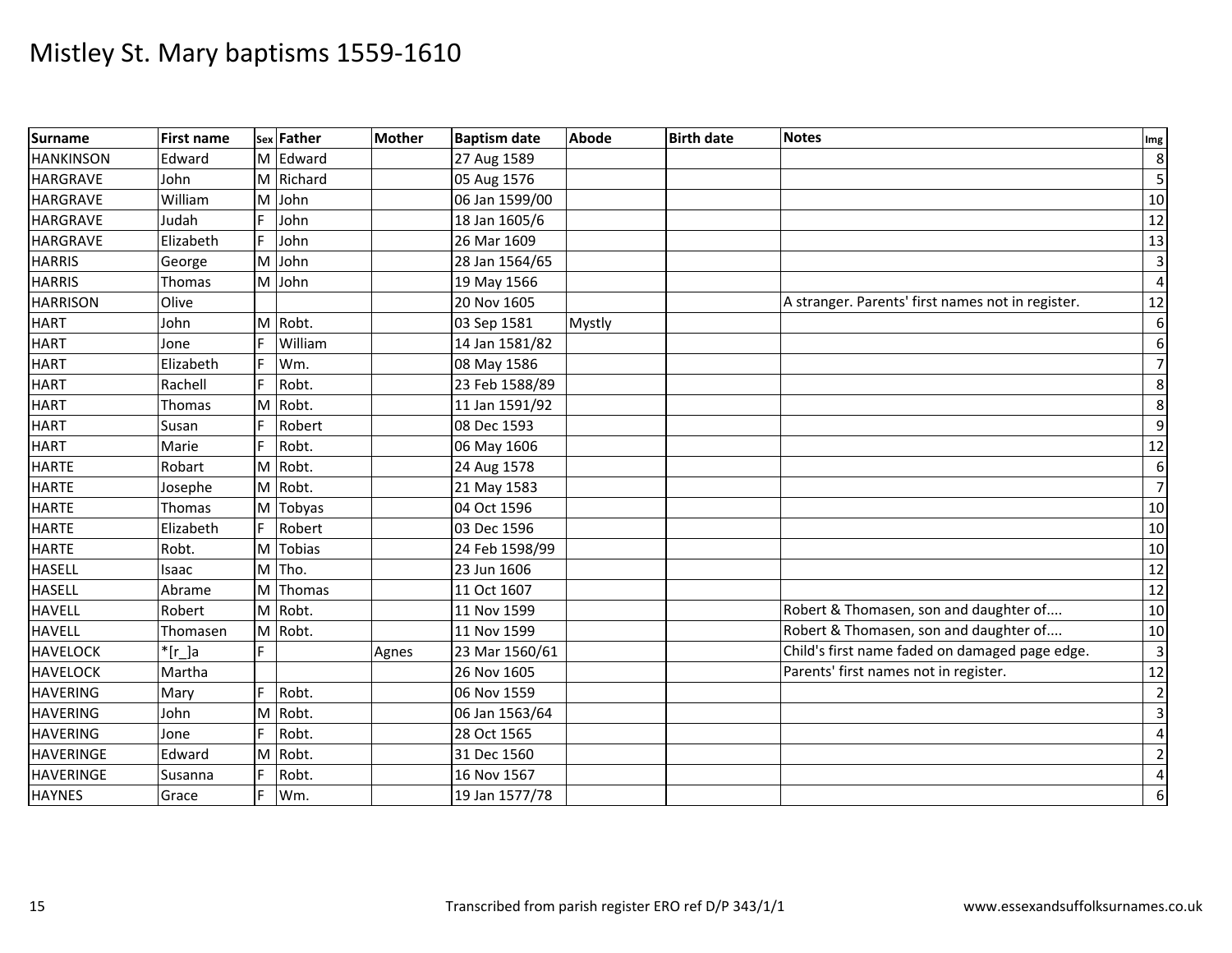# Mistley St. Mary baptisms 1559-1610

| Surname | First name | Sex | Father | Mother | Baptism date | Abode | Birth date | Notes | Img |
|---|---|---|---|---|---|---|---|---|---|
| HANKINSON | Edward | M | Edward | | 27 Aug 1589 | | | | 8 |
| HARGRAVE | John | M | Richard | | 05 Aug 1576 | | | | 5 |
| HARGRAVE | William | M | John | | 06 Jan 1599/00 | | | | 10 |
| HARGRAVE | Judah | F | John | | 18 Jan 1605/6 | | | | 12 |
| HARGRAVE | Elizabeth | F | John | | 26 Mar 1609 | | | | 13 |
| HARRIS | George | M | John | | 28 Jan 1564/65 | | | | 3 |
| HARRIS | Thomas | M | John | | 19 May 1566 | | | | 4 |
| HARRISON | Olive | | | | 20 Nov 1605 | | | A stranger. Parents' first names not in register. | 12 |
| HART | John | M | Robt. | | 03 Sep 1581 | Mystly | | | 6 |
| HART | Jone | F | William | | 14 Jan 1581/82 | | | | 6 |
| HART | Elizabeth | F | Wm. | | 08 May 1586 | | | | 7 |
| HART | Rachell | F | Robt. | | 23 Feb 1588/89 | | | | 8 |
| HART | Thomas | M | Robt. | | 11 Jan 1591/92 | | | | 8 |
| HART | Susan | F | Robert | | 08 Dec 1593 | | | | 9 |
| HART | Marie | F | Robt. | | 06 May 1606 | | | | 12 |
| HARTE | Robart | M | Robt. | | 24 Aug 1578 | | | | 6 |
| HARTE | Josephe | M | Robt. | | 21 May 1583 | | | | 7 |
| HARTE | Thomas | M | Tobyas | | 04 Oct 1596 | | | | 10 |
| HARTE | Elizabeth | F | Robert | | 03 Dec 1596 | | | | 10 |
| HARTE | Robt. | M | Tobias | | 24 Feb 1598/99 | | | | 10 |
| HASELL | Isaac | M | Tho. | | 23 Jun 1606 | | | | 12 |
| HASELL | Abrame | M | Thomas | | 11 Oct 1607 | | | | 12 |
| HAVELL | Robert | M | Robt. | | 11 Nov 1599 | | | Robert & Thomasen, son and daughter of.... | 10 |
| HAVELL | Thomasen | M | Robt. | | 11 Nov 1599 | | | Robert & Thomasen, son and daughter of.... | 10 |
| HAVELOCK | *[r_]a | F | | Agnes | 23 Mar 1560/61 | | | Child's first name faded on damaged page edge. | 3 |
| HAVELOCK | Martha | | | | 26 Nov 1605 | | | Parents' first names not in register. | 12 |
| HAVERING | Mary | F | Robt. | | 06 Nov 1559 | | | | 2 |
| HAVERING | John | M | Robt. | | 06 Jan 1563/64 | | | | 3 |
| HAVERING | Jone | F | Robt. | | 28 Oct 1565 | | | | 4 |
| HAVERINGE | Edward | M | Robt. | | 31 Dec 1560 | | | | 2 |
| HAVERINGE | Susanna | F | Robt. | | 16 Nov 1567 | | | | 4 |
| HAYNES | Grace | F | Wm. | | 19 Jan 1577/78 | | | | 6 |

Transcribed from parish register ERO ref D/P 343/1/1 www.essexandsuffolksurnames.co.uk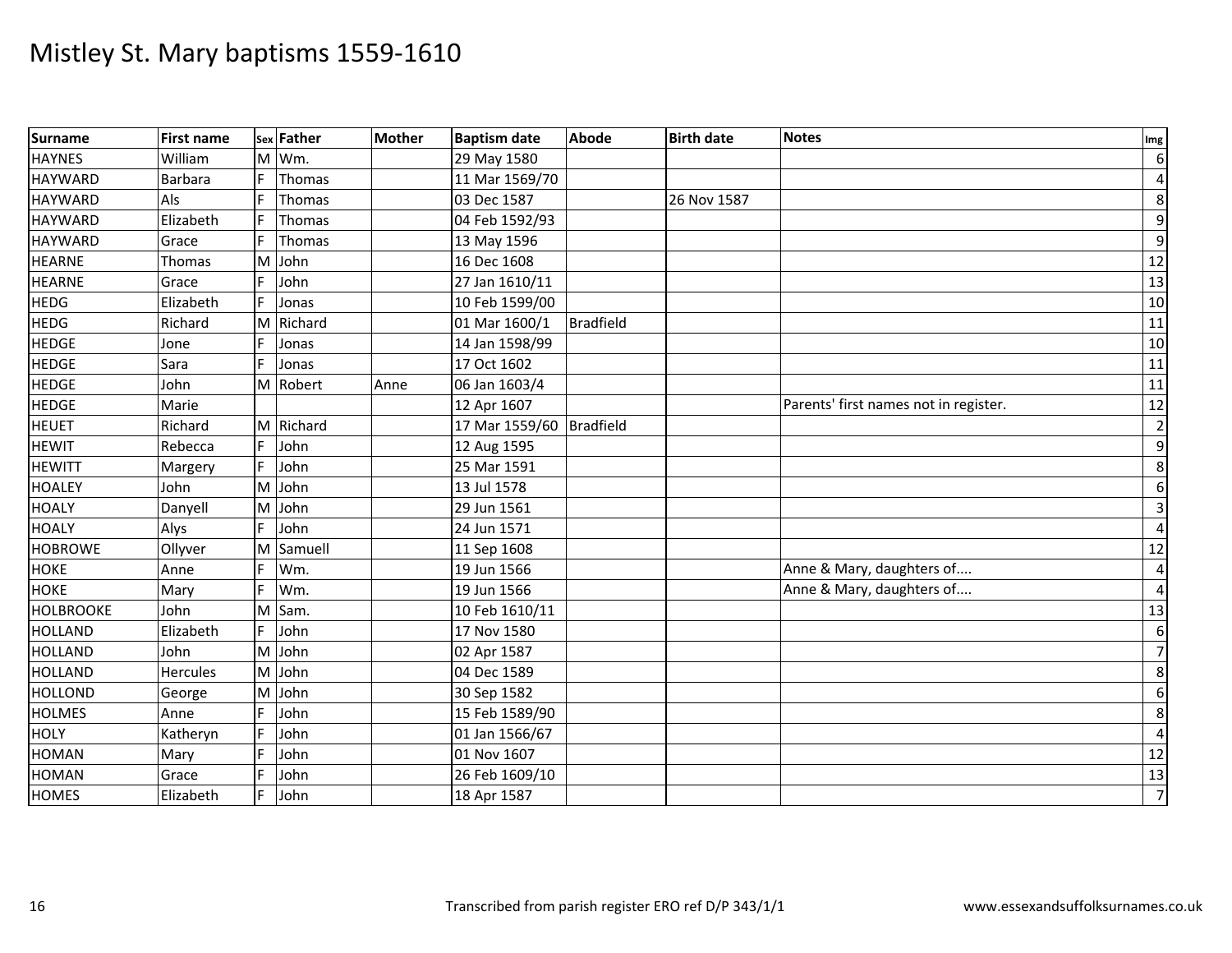# Mistley St. Mary baptisms 1559-1610

| Surname | First name | Sex | Father | Mother | Baptism date | Abode | Birth date | Notes | Img |
|---|---|---|---|---|---|---|---|---|---|
| HAYNES | William | M | Wm. | | 29 May 1580 | | | | 6 |
| HAYWARD | Barbara | F | Thomas | | 11 Mar 1569/70 | | | | 4 |
| HAYWARD | Als | F | Thomas | | 03 Dec 1587 | | 26 Nov 1587 | | 8 |
| HAYWARD | Elizabeth | F | Thomas | | 04 Feb 1592/93 | | | | 9 |
| HAYWARD | Grace | F | Thomas | | 13 May 1596 | | | | 9 |
| HEARNE | Thomas | M | John | | 16 Dec 1608 | | | | 12 |
| HEARNE | Grace | F | John | | 27 Jan 1610/11 | | | | 13 |
| HEDG | Elizabeth | F | Jonas | | 10 Feb 1599/00 | | | | 10 |
| HEDG | Richard | M | Richard | | 01 Mar 1600/1 | Bradfield | | | 11 |
| HEDGE | Jone | F | Jonas | | 14 Jan 1598/99 | | | | 10 |
| HEDGE | Sara | F | Jonas | | 17 Oct 1602 | | | | 11 |
| HEDGE | John | M | Robert | Anne | 06 Jan 1603/4 | | | | 11 |
| HEDGE | Marie | | | | 12 Apr 1607 | | | Parents' first names not in register. | 12 |
| HEUET | Richard | M | Richard | | 17 Mar 1559/60 | Bradfield | | | 2 |
| HEWIT | Rebecca | F | John | | 12 Aug 1595 | | | | 9 |
| HEWITT | Margery | F | John | | 25 Mar 1591 | | | | 8 |
| HOALEY | John | M | John | | 13 Jul 1578 | | | | 6 |
| HOALY | Danyell | M | John | | 29 Jun 1561 | | | | 3 |
| HOALY | Alys | F | John | | 24 Jun 1571 | | | | 4 |
| HOBROWE | Ollyver | M | Samuell | | 11 Sep 1608 | | | | 12 |
| HOKE | Anne | F | Wm. | | 19 Jun 1566 | | | Anne & Mary, daughters of.... | 4 |
| HOKE | Mary | F | Wm. | | 19 Jun 1566 | | | Anne & Mary, daughters of.... | 4 |
| HOLBROOKE | John | M | Sam. | | 10 Feb 1610/11 | | | | 13 |
| HOLLAND | Elizabeth | F | John | | 17 Nov 1580 | | | | 6 |
| HOLLAND | John | M | John | | 02 Apr 1587 | | | | 7 |
| HOLLAND | Hercules | M | John | | 04 Dec 1589 | | | | 8 |
| HOLLOND | George | M | John | | 30 Sep 1582 | | | | 6 |
| HOLMES | Anne | F | John | | 15 Feb 1589/90 | | | | 8 |
| HOLY | Katheryn | F | John | | 01 Jan 1566/67 | | | | 4 |
| HOMAN | Mary | F | John | | 01 Nov 1607 | | | | 12 |
| HOMAN | Grace | F | John | | 26 Feb 1609/10 | | | | 13 |
| HOMES | Elizabeth | F | John | | 18 Apr 1587 | | | | 7 |

Transcribed from parish register ERO ref D/P 343/1/1 — www.essexandsuffolksurnames.co.uk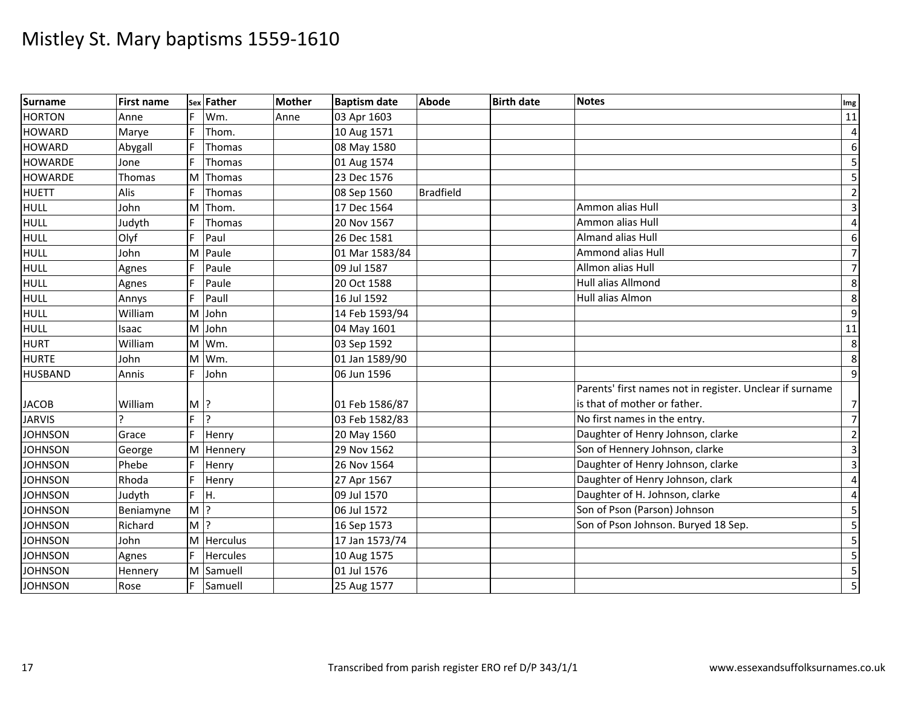# Mistley St. Mary baptisms 1559-1610

| Surname | First name | Sex | Father | Mother | Baptism date | Abode | Birth date | Notes | Img |
|---|---|---|---|---|---|---|---|---|---|
| HORTON | Anne | F | Wm. | Anne | 03 Apr 1603 | | | | 11 |
| HOWARD | Marye | F | Thom. | | 10 Aug 1571 | | | | 4 |
| HOWARD | Abygall | F | Thomas | | 08 May 1580 | | | | 6 |
| HOWARDE | Jone | F | Thomas | | 01 Aug 1574 | | | | 5 |
| HOWARDE | Thomas | M | Thomas | | 23 Dec 1576 | | | | 5 |
| HUETT | Alis | F | Thomas | | 08 Sep 1560 | Bradfield | | | 2 |
| HULL | John | M | Thom. | | 17 Dec 1564 | | | Ammon alias Hull | 3 |
| HULL | Judyth | F | Thomas | | 20 Nov 1567 | | | Ammon alias Hull | 4 |
| HULL | Olyf | F | Paul | | 26 Dec 1581 | | | Almand alias Hull | 6 |
| HULL | John | M | Paule | | 01 Mar 1583/84 | | | Ammond alias Hull | 7 |
| HULL | Agnes | F | Paule | | 09 Jul 1587 | | | Allmon alias Hull | 7 |
| HULL | Agnes | F | Paule | | 20 Oct 1588 | | | Hull alias Allmond | 8 |
| HULL | Annys | F | Paull | | 16 Jul 1592 | | | Hull alias Almon | 8 |
| HULL | William | M | John | | 14 Feb 1593/94 | | | | 9 |
| HULL | Isaac | M | John | | 04 May 1601 | | | | 11 |
| HURT | William | M | Wm. | | 03 Sep 1592 | | | | 8 |
| HURTE | John | M | Wm. | | 01 Jan 1589/90 | | | | 8 |
| HUSBAND | Annis | F | John | | 06 Jun 1596 | | | | 9 |
| JACOB | William | M | ? | | 01 Feb 1586/87 | | | Parents' first names not in register. Unclear if surname is that of mother or father. | 7 |
| JARVIS | ? | F | ? | | 03 Feb 1582/83 | | | No first names in the entry. | 7 |
| JOHNSON | Grace | F | Henry | | 20 May 1560 | | | Daughter of Henry Johnson, clarke | 2 |
| JOHNSON | George | M | Hennery | | 29 Nov 1562 | | | Son of Hennery Johnson, clarke | 3 |
| JOHNSON | Phebe | F | Henry | | 26 Nov 1564 | | | Daughter of Henry Johnson, clarke | 3 |
| JOHNSON | Rhoda | F | Henry | | 27 Apr 1567 | | | Daughter of Henry Johnson, clark | 4 |
| JOHNSON | Judyth | F | H. | | 09 Jul 1570 | | | Daughter of H. Johnson, clarke | 4 |
| JOHNSON | Beniamyne | M | ? | | 06 Jul 1572 | | | Son of Pson (Parson) Johnson | 5 |
| JOHNSON | Richard | M | ? | | 16 Sep 1573 | | | Son of Pson Johnson. Buryed 18 Sep. | 5 |
| JOHNSON | John | M | Herculus | | 17 Jan 1573/74 | | | | 5 |
| JOHNSON | Agnes | F | Hercules | | 10 Aug 1575 | | | | 5 |
| JOHNSON | Hennery | M | Samuell | | 01 Jul 1576 | | | | 5 |
| JOHNSON | Rose | F | Samuell | | 25 Aug 1577 | | | | 5 |

Transcribed from parish register ERO ref D/P 343/1/1

www.essexandsuffolksurnames.co.uk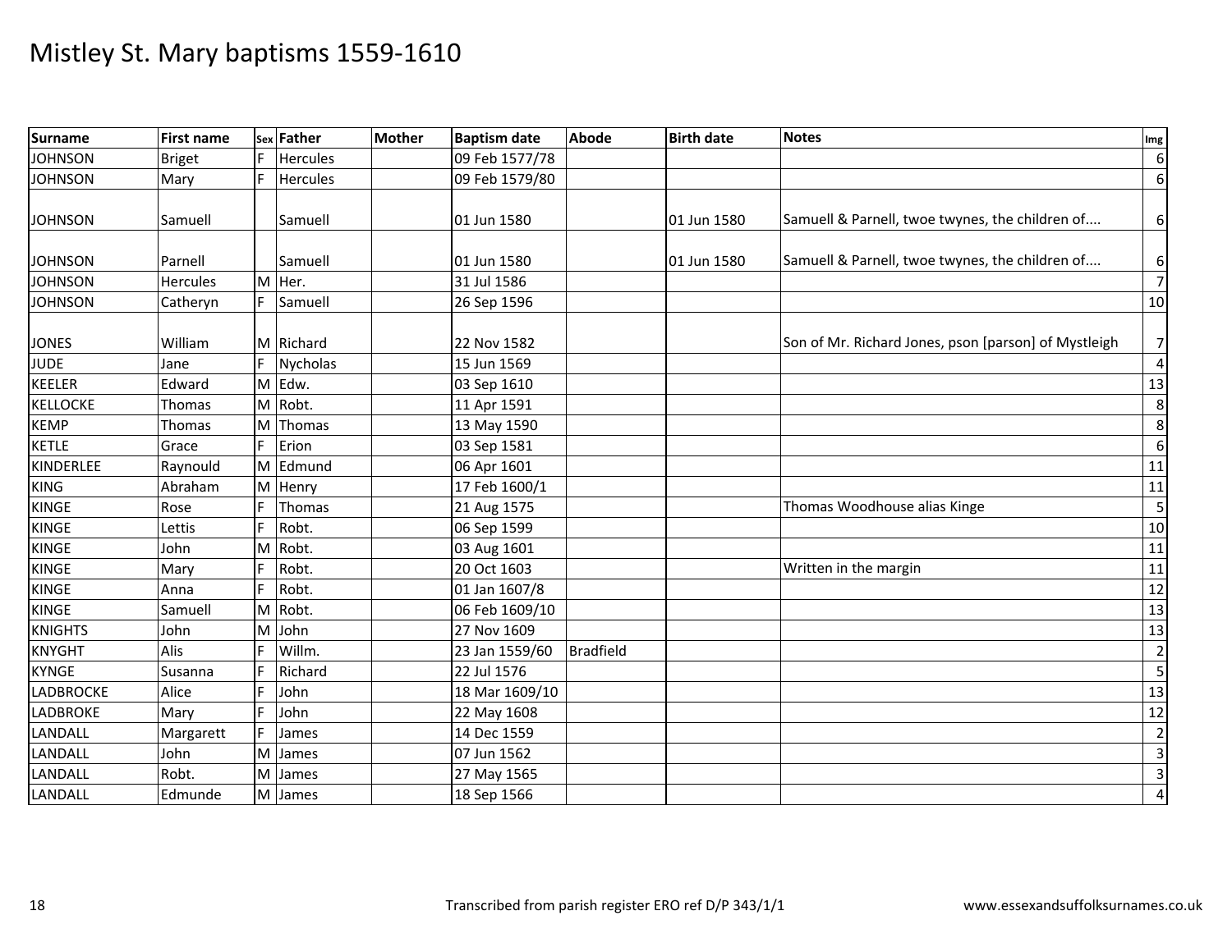# Mistley St. Mary baptisms 1559-1610

| Surname | First name | Sex | Father | Mother | Baptism date | Abode | Birth date | Notes | Img |
|---|---|---|---|---|---|---|---|---|---|
| JOHNSON | Briget | F | Hercules | | 09 Feb 1577/78 | | | | 6 |
| JOHNSON | Mary | F | Hercules | | 09 Feb 1579/80 | | | | 6 |
| JOHNSON | Samuell | | Samuell | | 01 Jun 1580 | | 01 Jun 1580 | Samuell & Parnell, twoe twynes, the children of.... | 6 |
| JOHNSON | Parnell | | Samuell | | 01 Jun 1580 | | 01 Jun 1580 | Samuell & Parnell, twoe twynes, the children of.... | 6 |
| JOHNSON | Hercules | M | Her. | | 31 Jul 1586 | | | | 7 |
| JOHNSON | Catheryn | F | Samuell | | 26 Sep 1596 | | | | 10 |
| JONES | William | M | Richard | | 22 Nov 1582 | | | Son of Mr. Richard Jones, pson [parson] of Mystleigh | 7 |
| JUDE | Jane | F | Nycholas | | 15 Jun 1569 | | | | 4 |
| KEELER | Edward | M | Edw. | | 03 Sep 1610 | | | | 13 |
| KELLOCKE | Thomas | M | Robt. | | 11 Apr 1591 | | | | 8 |
| KEMP | Thomas | M | Thomas | | 13 May 1590 | | | | 8 |
| KETLE | Grace | F | Erion | | 03 Sep 1581 | | | | 6 |
| KINDERLEE | Raynould | M | Edmund | | 06 Apr 1601 | | | | 11 |
| KING | Abraham | M | Henry | | 17 Feb 1600/1 | | | | 11 |
| KINGE | Rose | F | Thomas | | 21 Aug 1575 | | | Thomas Woodhouse alias Kinge | 5 |
| KINGE | Lettis | F | Robt. | | 06 Sep 1599 | | | | 10 |
| KINGE | John | M | Robt. | | 03 Aug 1601 | | | | 11 |
| KINGE | Mary | F | Robt. | | 20 Oct 1603 | | | Written in the margin | 11 |
| KINGE | Anna | F | Robt. | | 01 Jan 1607/8 | | | | 12 |
| KINGE | Samuell | M | Robt. | | 06 Feb 1609/10 | | | | 13 |
| KNIGHTS | John | M | John | | 27 Nov 1609 | | | | 13 |
| KNYGHT | Alis | F | Willm. | | 23 Jan 1559/60 | Bradfield | | | 2 |
| KYNGE | Susanna | F | Richard | | 22 Jul 1576 | | | | 5 |
| LADBROCKE | Alice | F | John | | 18 Mar 1609/10 | | | | 13 |
| LADBROKE | Mary | F | John | | 22 May 1608 | | | | 12 |
| LANDALL | Margarett | F | James | | 14 Dec 1559 | | | | 2 |
| LANDALL | John | M | James | | 07 Jun 1562 | | | | 3 |
| LANDALL | Robt. | M | James | | 27 May 1565 | | | | 3 |
| LANDALL | Edmunde | M | James | | 18 Sep 1566 | | | | 4 |

Transcribed from parish register ERO ref D/P 343/1/1 www.essexandsuffolksurnames.co.uk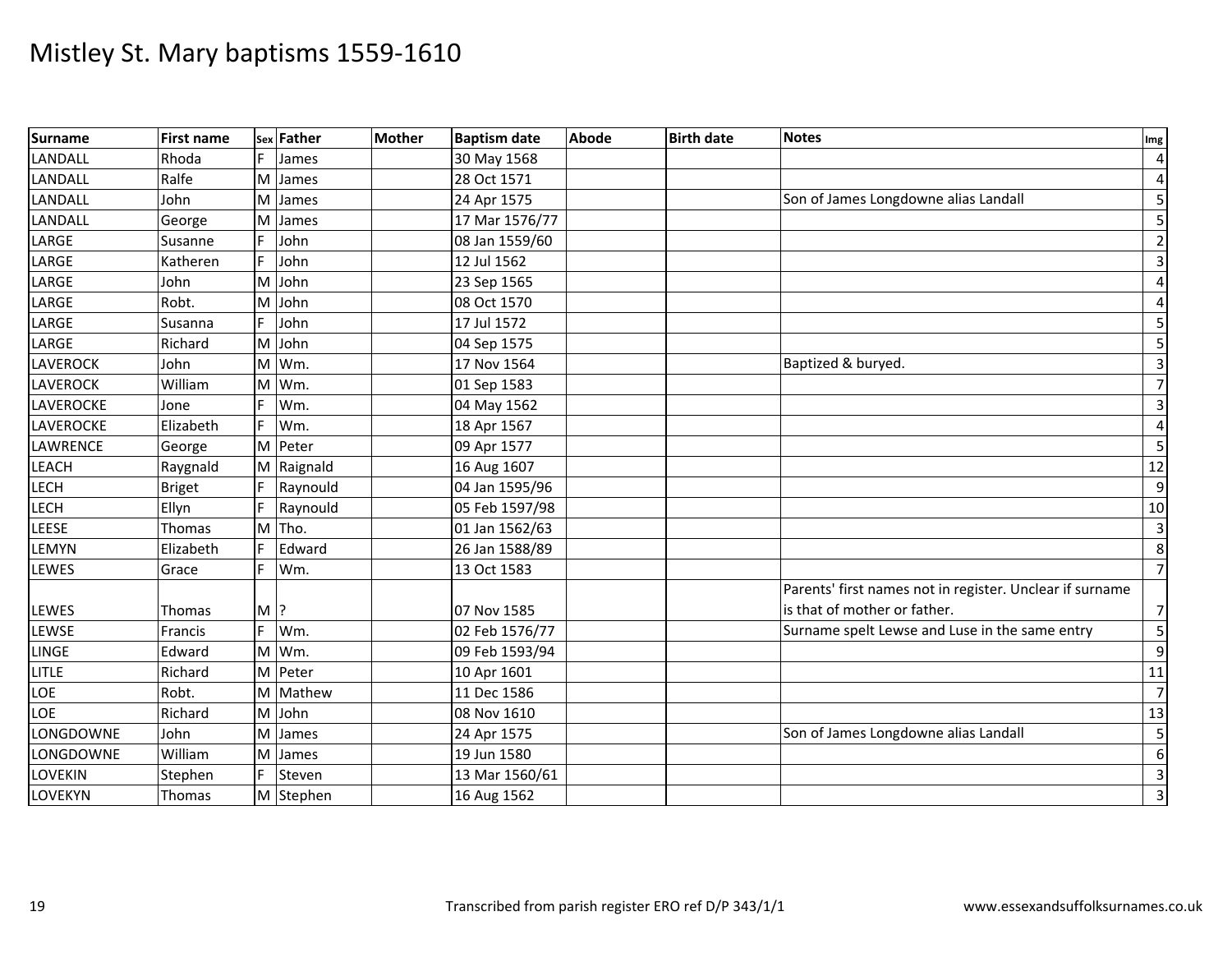# Mistley St. Mary baptisms 1559-1610

| Surname | First name | Sex | Father | Mother | Baptism date | Abode | Birth date | Notes | Img |
|---|---|---|---|---|---|---|---|---|---|
| LANDALL | Rhoda | F | James | | 30 May 1568 | | | | 4 |
| LANDALL | Ralfe | M | James | | 28 Oct 1571 | | | | 4 |
| LANDALL | John | M | James | | 24 Apr 1575 | | | Son of James Longdowne alias Landall | 5 |
| LANDALL | George | M | James | | 17 Mar 1576/77 | | | | 5 |
| LARGE | Susanne | F | John | | 08 Jan 1559/60 | | | | 2 |
| LARGE | Katheren | F | John | | 12 Jul 1562 | | | | 3 |
| LARGE | John | M | John | | 23 Sep 1565 | | | | 4 |
| LARGE | Robt. | M | John | | 08 Oct 1570 | | | | 4 |
| LARGE | Susanna | F | John | | 17 Jul 1572 | | | | 5 |
| LARGE | Richard | M | John | | 04 Sep 1575 | | | | 5 |
| LAVEROCK | John | M | Wm. | | 17 Nov 1564 | | | Baptized & buryed. | 3 |
| LAVEROCK | William | M | Wm. | | 01 Sep 1583 | | | | 7 |
| LAVEROCKE | Jone | F | Wm. | | 04 May 1562 | | | | 3 |
| LAVEROCKE | Elizabeth | F | Wm. | | 18 Apr 1567 | | | | 4 |
| LAWRENCE | George | M | Peter | | 09 Apr 1577 | | | | 5 |
| LEACH | Raygnald | M | Raignald | | 16 Aug 1607 | | | | 12 |
| LECH | Briget | F | Raynould | | 04 Jan 1595/96 | | | | 9 |
| LECH | Ellyn | F | Raynould | | 05 Feb 1597/98 | | | | 10 |
| LEESE | Thomas | M | Tho. | | 01 Jan 1562/63 | | | | 3 |
| LEMYN | Elizabeth | F | Edward | | 26 Jan 1588/89 | | | | 8 |
| LEWES | Grace | F | Wm. | | 13 Oct 1583 | | | | 7 |
| LEWES | Thomas | M | ? | | 07 Nov 1585 | | | Parents' first names not in register. Unclear if surname is that of mother or father. | 7 |
| LEWSE | Francis | F | Wm. | | 02 Feb 1576/77 | | | Surname spelt Lewse and Luse in the same entry | 5 |
| LINGE | Edward | M | Wm. | | 09 Feb 1593/94 | | | | 9 |
| LITLE | Richard | M | Peter | | 10 Apr 1601 | | | | 11 |
| LOE | Robt. | M | Mathew | | 11 Dec 1586 | | | | 7 |
| LOE | Richard | M | John | | 08 Nov 1610 | | | | 13 |
| LONGDOWNE | John | M | James | | 24 Apr 1575 | | | Son of James Longdowne alias Landall | 5 |
| LONGDOWNE | William | M | James | | 19 Jun 1580 | | | | 6 |
| LOVEKIN | Stephen | F | Steven | | 13 Mar 1560/61 | | | | 3 |
| LOVEKYN | Thomas | M | Stephen | | 16 Aug 1562 | | | | 3 |

Transcribed from parish register ERO ref D/P 343/1/1 www.essexandsuffolksurnames.co.uk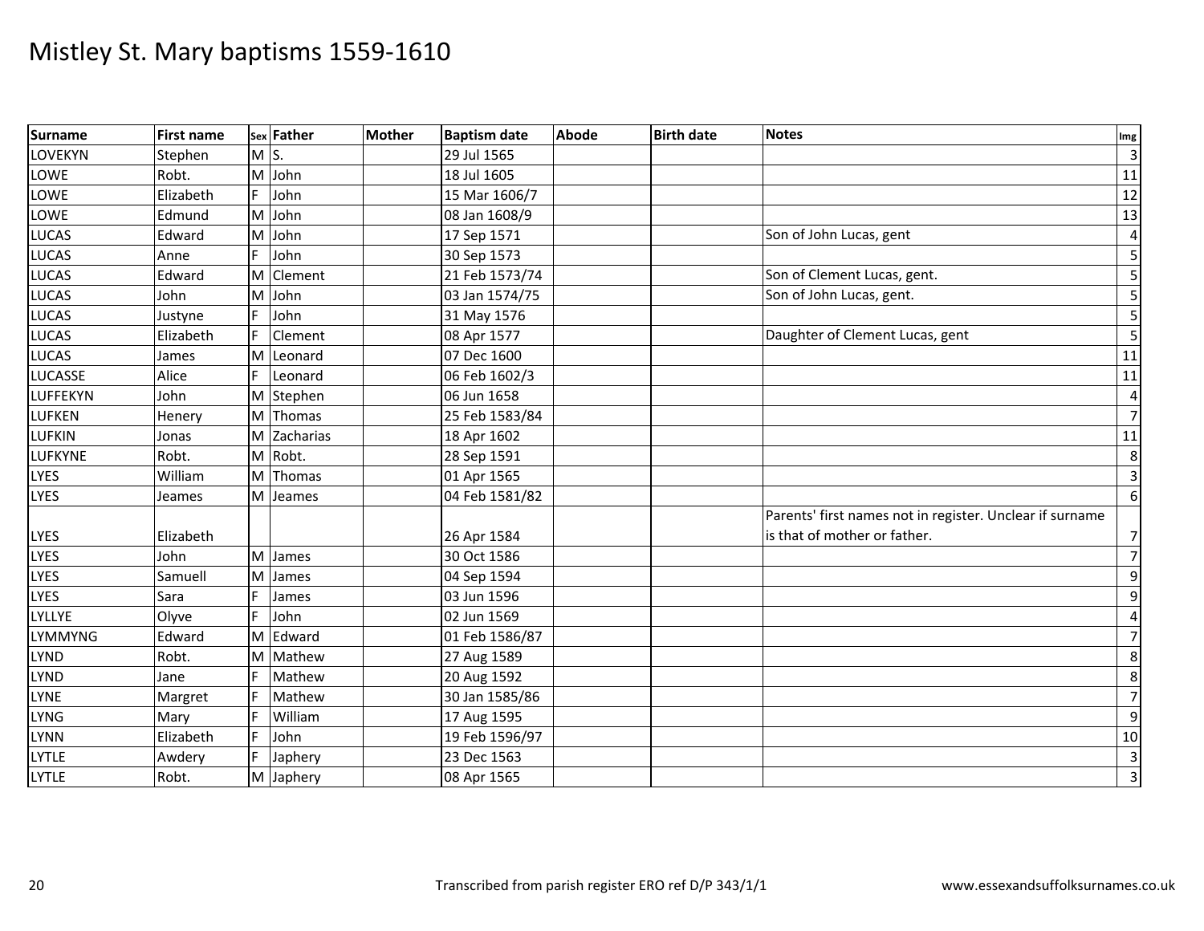# Mistley St. Mary baptisms 1559-1610

| Surname | First name | Sex | Father | Mother | Baptism date | Abode | Birth date | Notes | Img |
|---|---|---|---|---|---|---|---|---|---|
| LOVEKYN | Stephen | M | S. | | 29 Jul 1565 | | | | 3 |
| LOWE | Robt. | M | John | | 18 Jul 1605 | | | | 11 |
| LOWE | Elizabeth | F | John | | 15 Mar 1606/7 | | | | 12 |
| LOWE | Edmund | M | John | | 08 Jan 1608/9 | | | | 13 |
| LUCAS | Edward | M | John | | 17 Sep 1571 | | | Son of John Lucas, gent | 4 |
| LUCAS | Anne | F | John | | 30 Sep 1573 | | | | 5 |
| LUCAS | Edward | M | Clement | | 21 Feb 1573/74 | | | Son of Clement Lucas, gent. | 5 |
| LUCAS | John | M | John | | 03 Jan 1574/75 | | | Son of John Lucas, gent. | 5 |
| LUCAS | Justyne | F | John | | 31 May 1576 | | | | 5 |
| LUCAS | Elizabeth | F | Clement | | 08 Apr 1577 | | | Daughter of Clement Lucas, gent | 5 |
| LUCAS | James | M | Leonard | | 07 Dec 1600 | | | | 11 |
| LUCASSE | Alice | F | Leonard | | 06 Feb 1602/3 | | | | 11 |
| LUFFEKYN | John | M | Stephen | | 06 Jun 1658 | | | | 4 |
| LUFKEN | Henery | M | Thomas | | 25 Feb 1583/84 | | | | 7 |
| LUFKIN | Jonas | M | Zacharias | | 18 Apr 1602 | | | | 11 |
| LUFKYNE | Robt. | M | Robt. | | 28 Sep 1591 | | | | 8 |
| LYES | William | M | Thomas | | 01 Apr 1565 | | | | 3 |
| LYES | Jeames | M | Jeames | | 04 Feb 1581/82 | | | | 6 |
| LYES | Elizabeth | | | | 26 Apr 1584 | | | Parents' first names not in register. Unclear if surname is that of mother or father. | 7 |
| LYES | John | M | James | | 30 Oct 1586 | | | | 7 |
| LYES | Samuell | M | James | | 04 Sep 1594 | | | | 9 |
| LYES | Sara | F | James | | 03 Jun 1596 | | | | 9 |
| LYLLYE | Olyve | F | John | | 02 Jun 1569 | | | | 4 |
| LYMMYNG | Edward | M | Edward | | 01 Feb 1586/87 | | | | 7 |
| LYND | Robt. | M | Mathew | | 27 Aug 1589 | | | | 8 |
| LYND | Jane | F | Mathew | | 20 Aug 1592 | | | | 8 |
| LYNE | Margret | F | Mathew | | 30 Jan 1585/86 | | | | 7 |
| LYNG | Mary | F | William | | 17 Aug 1595 | | | | 9 |
| LYNN | Elizabeth | F | John | | 19 Feb 1596/97 | | | | 10 |
| LYTLE | Awdery | F | Japhery | | 23 Dec 1563 | | | | 3 |
| LYTLE | Robt. | M | Japhery | | 08 Apr 1565 | | | | 3 |

Transcribed from parish register ERO ref D/P 343/1/1

www.essexandsuffolksurnames.co.uk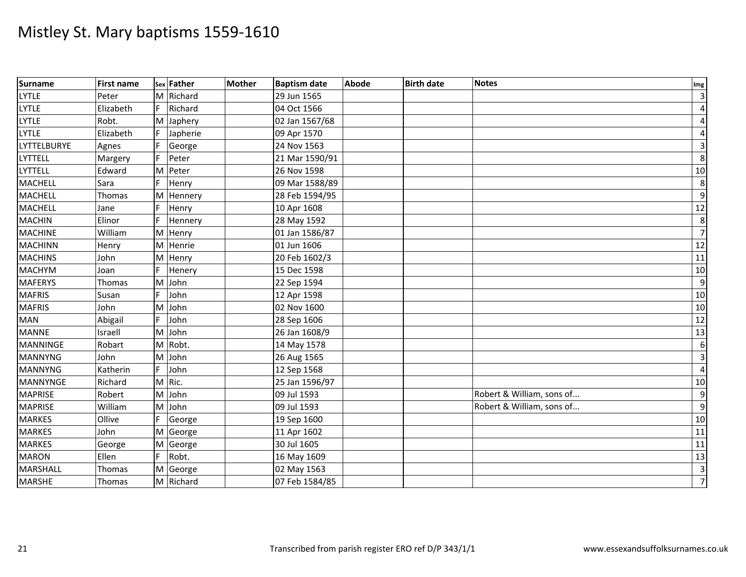# Mistley St. Mary baptisms 1559-1610

| Surname | First name | Sex | Father | Mother | Baptism date | Abode | Birth date | Notes | Img |
|---|---|---|---|---|---|---|---|---|---|
| LYTLE | Peter | M | Richard | | 29 Jun 1565 | | | | 3 |
| LYTLE | Elizabeth | F | Richard | | 04 Oct 1566 | | | | 4 |
| LYTLE | Robt. | M | Japhery | | 02 Jan 1567/68 | | | | 4 |
| LYTLE | Elizabeth | F | Japherie | | 09 Apr 1570 | | | | 4 |
| LYTTELBURYE | Agnes | F | George | | 24 Nov 1563 | | | | 3 |
| LYTTELL | Margery | F | Peter | | 21 Mar 1590/91 | | | | 8 |
| LYTTELL | Edward | M | Peter | | 26 Nov 1598 | | | | 10 |
| MACHELL | Sara | F | Henry | | 09 Mar 1588/89 | | | | 8 |
| MACHELL | Thomas | M | Hennery | | 28 Feb 1594/95 | | | | 9 |
| MACHELL | Jane | F | Henry | | 10 Apr 1608 | | | | 12 |
| MACHIN | Elinor | F | Hennery | | 28 May 1592 | | | | 8 |
| MACHINE | William | M | Henry | | 01 Jan 1586/87 | | | | 7 |
| MACHINN | Henry | M | Henrie | | 01 Jun 1606 | | | | 12 |
| MACHINS | John | M | Henry | | 20 Feb 1602/3 | | | | 11 |
| MACHYM | Joan | F | Henery | | 15 Dec 1598 | | | | 10 |
| MAFERYS | Thomas | M | John | | 22 Sep 1594 | | | | 9 |
| MAFRIS | Susan | F | John | | 12 Apr 1598 | | | | 10 |
| MAFRIS | John | M | John | | 02 Nov 1600 | | | | 10 |
| MAN | Abigail | F | John | | 28 Sep 1606 | | | | 12 |
| MANNE | Israell | M | John | | 26 Jan 1608/9 | | | | 13 |
| MANNINGE | Robart | M | Robt. | | 14 May 1578 | | | | 6 |
| MANNYNG | John | M | John | | 26 Aug 1565 | | | | 3 |
| MANNYNG | Katherin | F | John | | 12 Sep 1568 | | | | 4 |
| MANNYNGE | Richard | M | Ric. | | 25 Jan 1596/97 | | | | 10 |
| MAPRISE | Robert | M | John | | 09 Jul 1593 | | | Robert & William, sons of... | 9 |
| MAPRISE | William | M | John | | 09 Jul 1593 | | | Robert & William, sons of... | 9 |
| MARKES | Ollive | F | George | | 19 Sep 1600 | | | | 10 |
| MARKES | John | M | George | | 11 Apr 1602 | | | | 11 |
| MARKES | George | M | George | | 30 Jul 1605 | | | | 11 |
| MARON | Ellen | F | Robt. | | 16 May 1609 | | | | 13 |
| MARSHALL | Thomas | M | George | | 02 May 1563 | | | | 3 |
| MARSHE | Thomas | M | Richard | | 07 Feb 1584/85 | | | | 7 |

Transcribed from parish register ERO ref D/P 343/1/1

www.essexandsuffolksurnames.co.uk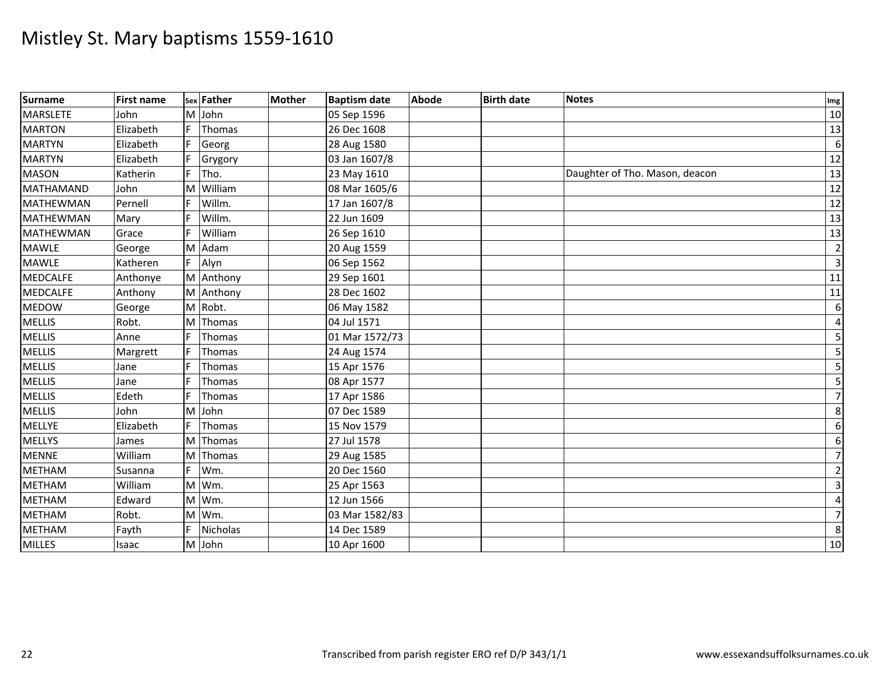# Mistley St. Mary baptisms 1559-1610

| Surname | First name | Sex | Father | Mother | Baptism date | Abode | Birth date | Notes | Img |
|---|---|---|---|---|---|---|---|---|---|
| MARSLETE | John | M | John | | 05 Sep 1596 | | | | 10 |
| MARTON | Elizabeth | F | Thomas | | 26 Dec 1608 | | | | 13 |
| MARTYN | Elizabeth | F | Georg | | 28 Aug 1580 | | | | 6 |
| MARTYN | Elizabeth | F | Grygory | | 03 Jan 1607/8 | | | | 12 |
| MASON | Katherin | F | Tho. | | 23 May 1610 | | | Daughter of Tho. Mason, deacon | 13 |
| MATHAMAND | John | M | William | | 08 Mar 1605/6 | | | | 12 |
| MATHEWMAN | Pernell | F | Willm. | | 17 Jan 1607/8 | | | | 12 |
| MATHEWMAN | Mary | F | Willm. | | 22 Jun 1609 | | | | 13 |
| MATHEWMAN | Grace | F | William | | 26 Sep 1610 | | | | 13 |
| MAWLE | George | M | Adam | | 20 Aug 1559 | | | | 2 |
| MAWLE | Katheren | F | Alyn | | 06 Sep 1562 | | | | 3 |
| MEDCALFE | Anthonye | M | Anthony | | 29 Sep 1601 | | | | 11 |
| MEDCALFE | Anthony | M | Anthony | | 28 Dec 1602 | | | | 11 |
| MEDOW | George | M | Robt. | | 06 May 1582 | | | | 6 |
| MELLIS | Robt. | M | Thomas | | 04 Jul 1571 | | | | 4 |
| MELLIS | Anne | F | Thomas | | 01 Mar 1572/73 | | | | 5 |
| MELLIS | Margrett | F | Thomas | | 24 Aug 1574 | | | | 5 |
| MELLIS | Jane | F | Thomas | | 15 Apr 1576 | | | | 5 |
| MELLIS | Jane | F | Thomas | | 08 Apr 1577 | | | | 5 |
| MELLIS | Edeth | F | Thomas | | 17 Apr 1586 | | | | 7 |
| MELLIS | John | M | John | | 07 Dec 1589 | | | | 8 |
| MELLYE | Elizabeth | F | Thomas | | 15 Nov 1579 | | | | 6 |
| MELLYS | James | M | Thomas | | 27 Jul 1578 | | | | 6 |
| MENNE | William | M | Thomas | | 29 Aug 1585 | | | | 7 |
| METHAM | Susanna | F | Wm. | | 20 Dec 1560 | | | | 2 |
| METHAM | William | M | Wm. | | 25 Apr 1563 | | | | 3 |
| METHAM | Edward | M | Wm. | | 12 Jun 1566 | | | | 4 |
| METHAM | Robt. | M | Wm. | | 03 Mar 1582/83 | | | | 7 |
| METHAM | Fayth | F | Nicholas | | 14 Dec 1589 | | | | 8 |
| MILLES | Isaac | M | John | | 10 Apr 1600 | | | | 10 |

Transcribed from parish register ERO ref D/P 343/1/1

www.essexandsuffolksurnames.co.uk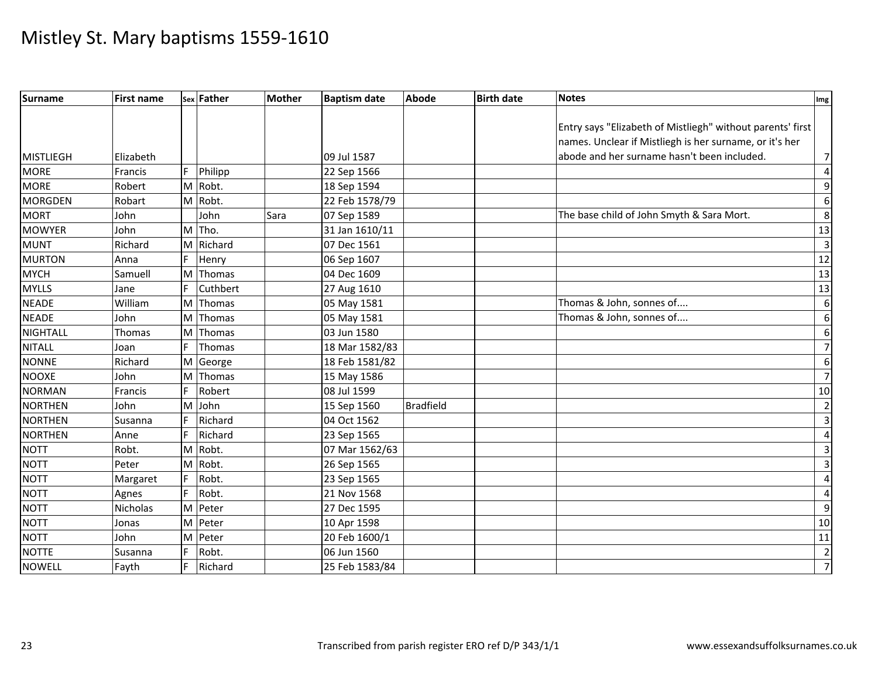# Mistley St. Mary baptisms 1559-1610

| Surname | First name | Sex | Father | Mother | Baptism date | Abode | Birth date | Notes | Img |
|---|---|---|---|---|---|---|---|---|---|
| MISTLIEGH | Elizabeth | | | | 09 Jul 1587 | | | Entry says "Elizabeth of Mistliegh" without parents' first names. Unclear if Mistliegh is her surname, or it's her abode and her surname hasn't been included. | 7 |
| MORE | Francis | F | Philipp | | 22 Sep 1566 | | | | 4 |
| MORE | Robert | M | Robt. | | 18 Sep 1594 | | | | 9 |
| MORGDEN | Robart | M | Robt. | | 22 Feb 1578/79 | | | | 6 |
| MORT | John | | John | Sara | 07 Sep 1589 | | | The base child of John Smyth & Sara Mort. | 8 |
| MOWYER | John | M | Tho. | | 31 Jan 1610/11 | | | | 13 |
| MUNT | Richard | M | Richard | | 07 Dec 1561 | | | | 3 |
| MURTON | Anna | F | Henry | | 06 Sep 1607 | | | | 12 |
| MYCH | Samuell | M | Thomas | | 04 Dec 1609 | | | | 13 |
| MYLLS | Jane | F | Cuthbert | | 27 Aug 1610 | | | | 13 |
| NEADE | William | M | Thomas | | 05 May 1581 | | | Thomas & John, sonnes of.... | 6 |
| NEADE | John | M | Thomas | | 05 May 1581 | | | Thomas & John, sonnes of.... | 6 |
| NIGHTALL | Thomas | M | Thomas | | 03 Jun 1580 | | | | 6 |
| NITALL | Joan | F | Thomas | | 18 Mar 1582/83 | | | | 7 |
| NONNE | Richard | M | George | | 18 Feb 1581/82 | | | | 6 |
| NOOXE | John | M | Thomas | | 15 May 1586 | | | | 7 |
| NORMAN | Francis | F | Robert | | 08 Jul 1599 | | | | 10 |
| NORTHEN | John | M | John | | 15 Sep 1560 | Bradfield | | | 2 |
| NORTHEN | Susanna | F | Richard | | 04 Oct 1562 | | | | 3 |
| NORTHEN | Anne | F | Richard | | 23 Sep 1565 | | | | 4 |
| NOTT | Robt. | M | Robt. | | 07 Mar 1562/63 | | | | 3 |
| NOTT | Peter | M | Robt. | | 26 Sep 1565 | | | | 3 |
| NOTT | Margaret | F | Robt. | | 23 Sep 1565 | | | | 4 |
| NOTT | Agnes | F | Robt. | | 21 Nov 1568 | | | | 4 |
| NOTT | Nicholas | M | Peter | | 27 Dec 1595 | | | | 9 |
| NOTT | Jonas | M | Peter | | 10 Apr 1598 | | | | 10 |
| NOTT | John | M | Peter | | 20 Feb 1600/1 | | | | 11 |
| NOTTE | Susanna | F | Robt. | | 06 Jun 1560 | | | | 2 |
| NOWELL | Fayth | F | Richard | | 25 Feb 1583/84 | | | | 7 |

Transcribed from parish register ERO ref D/P 343/1/1

www.essexandsuffolksurnames.co.uk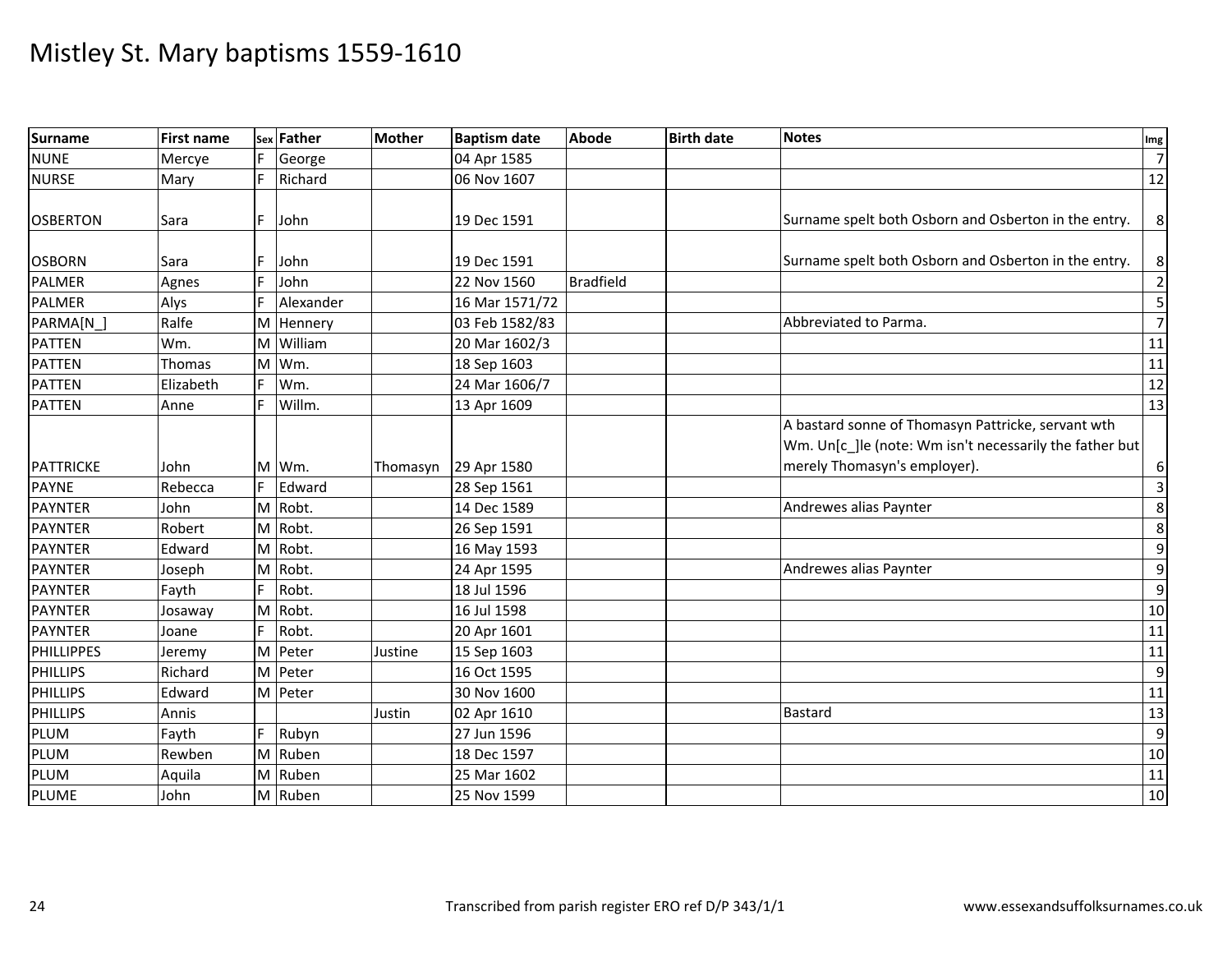# Mistley St. Mary baptisms 1559-1610

| Surname | First name | Sex | Father | Mother | Baptism date | Abode | Birth date | Notes | Img |
|---|---|---|---|---|---|---|---|---|---|
| NUNE | Mercye | F | George | | 04 Apr 1585 | | | | 7 |
| NURSE | Mary | F | Richard | | 06 Nov 1607 | | | | 12 |
| OSBERTON | Sara | F | John | | 19 Dec 1591 | | | Surname spelt both Osborn and Osberton in the entry. | 8 |
| OSBORN | Sara | F | John | | 19 Dec 1591 | | | Surname spelt both Osborn and Osberton in the entry. | 8 |
| PALMER | Agnes | F | John | | 22 Nov 1560 | Bradfield | | | 2 |
| PALMER | Alys | F | Alexander | | 16 Mar 1571/72 | | | | 5 |
| PARMA[N_] | Ralfe | M | Hennery | | 03 Feb 1582/83 | | | Abbreviated to Parma. | 7 |
| PATTEN | Wm. | M | William | | 20 Mar 1602/3 | | | | 11 |
| PATTEN | Thomas | M | Wm. | | 18 Sep 1603 | | | | 11 |
| PATTEN | Elizabeth | F | Wm. | | 24 Mar 1606/7 | | | | 12 |
| PATTEN | Anne | F | Willm. | | 13 Apr 1609 | | | | 13 |
| PATTRICKE | John | M | Wm. | Thomasyn | 29 Apr 1580 | | | A bastard sonne of Thomasyn Pattricke, servant wth Wm. Un[c_]le (note: Wm isn't necessarily the father but merely Thomasyn's employer). | 6 |
| PAYNE | Rebecca | F | Edward | | 28 Sep 1561 | | | | 3 |
| PAYNTER | John | M | Robt. | | 14 Dec 1589 | | | Andrewes alias Paynter | 8 |
| PAYNTER | Robert | M | Robt. | | 26 Sep 1591 | | | | 8 |
| PAYNTER | Edward | M | Robt. | | 16 May 1593 | | | | 9 |
| PAYNTER | Joseph | M | Robt. | | 24 Apr 1595 | | | Andrewes alias Paynter | 9 |
| PAYNTER | Fayth | F | Robt. | | 18 Jul 1596 | | | | 9 |
| PAYNTER | Josaway | M | Robt. | | 16 Jul 1598 | | | | 10 |
| PAYNTER | Joane | F | Robt. | | 20 Apr 1601 | | | | 11 |
| PHILLIPPES | Jeremy | M | Peter | Justine | 15 Sep 1603 | | | | 11 |
| PHILLIPS | Richard | M | Peter | | 16 Oct 1595 | | | | 9 |
| PHILLIPS | Edward | M | Peter | | 30 Nov 1600 | | | | 11 |
| PHILLIPS | Annis | | | Justin | 02 Apr 1610 | | | Bastard | 13 |
| PLUM | Fayth | F | Rubyn | | 27 Jun 1596 | | | | 9 |
| PLUM | Rewben | M | Ruben | | 18 Dec 1597 | | | | 10 |
| PLUM | Aquila | M | Ruben | | 25 Mar 1602 | | | | 11 |
| PLUME | John | M | Ruben | | 25 Nov 1599 | | | | 10 |

Transcribed from parish register ERO ref D/P 343/1/1 www.essexandsuffolksurnames.co.uk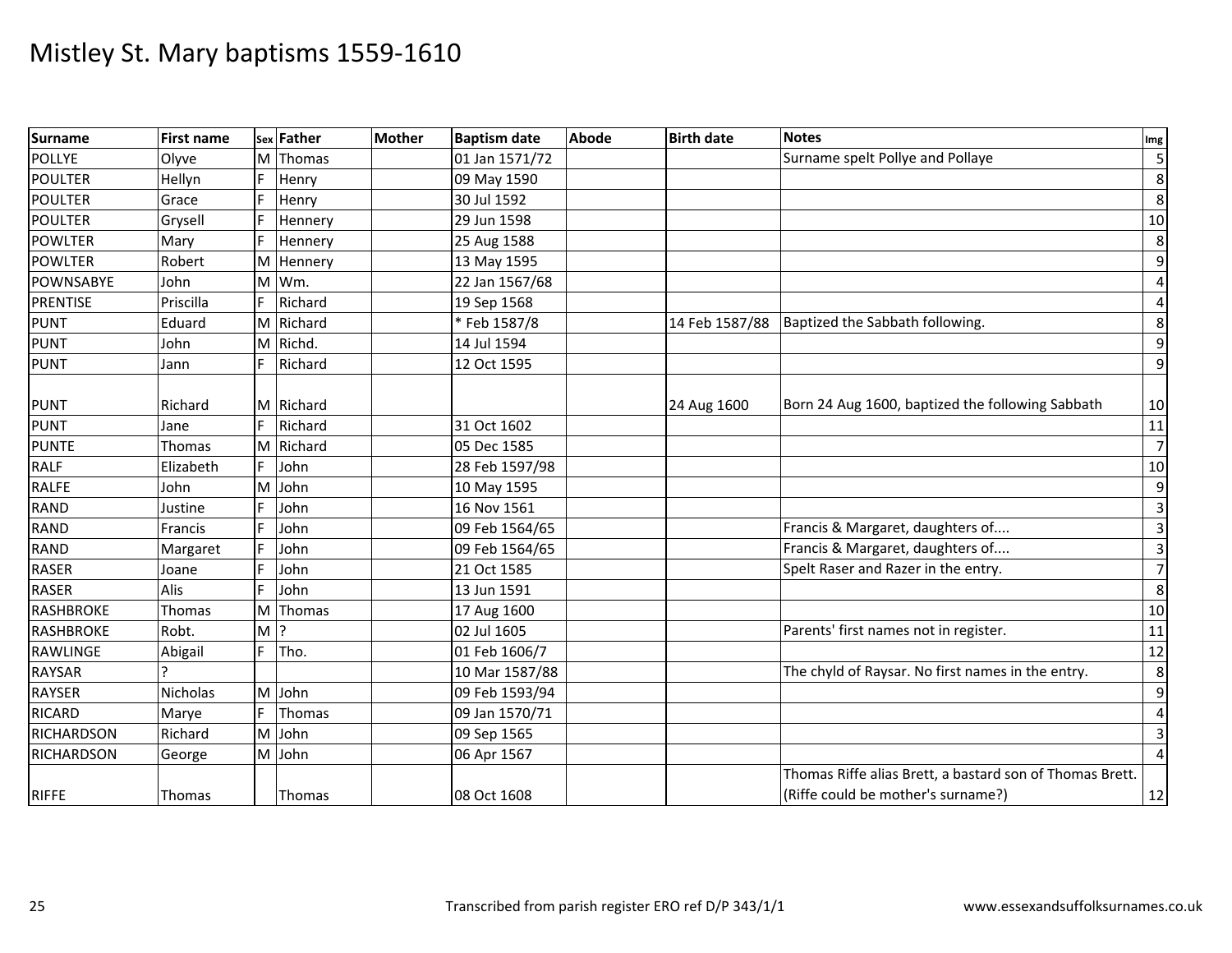# Mistley St. Mary baptisms 1559-1610

| Surname | First name | Sex | Father | Mother | Baptism date | Abode | Birth date | Notes | Img |
|---|---|---|---|---|---|---|---|---|---|
| POLLYE | Olyve | M | Thomas | | 01 Jan 1571/72 | | | Surname spelt Pollye and Pollaye | 5 |
| POULTER | Hellyn | F | Henry | | 09 May 1590 | | | | 8 |
| POULTER | Grace | F | Henry | | 30 Jul 1592 | | | | 8 |
| POULTER | Grysell | F | Hennery | | 29 Jun 1598 | | | | 10 |
| POWLTER | Mary | F | Hennery | | 25 Aug 1588 | | | | 8 |
| POWLTER | Robert | M | Hennery | | 13 May 1595 | | | | 9 |
| POWNSABYE | John | M | Wm. | | 22 Jan 1567/68 | | | | 4 |
| PRENTISE | Priscilla | F | Richard | | 19 Sep 1568 | | | | 4 |
| PUNT | Eduard | M | Richard | | * Feb 1587/8 | | 14 Feb 1587/88 | Baptized the Sabbath following. | 8 |
| PUNT | John | M | Richd. | | 14 Jul 1594 | | | | 9 |
| PUNT | Jann | F | Richard | | 12 Oct 1595 | | | | 9 |
| PUNT | Richard | M | Richard | | | | 24 Aug 1600 | Born 24 Aug 1600, baptized the following Sabbath | 10 |
| PUNT | Jane | F | Richard | | 31 Oct 1602 | | | | 11 |
| PUNTE | Thomas | M | Richard | | 05 Dec 1585 | | | | 7 |
| RALF | Elizabeth | F | John | | 28 Feb 1597/98 | | | | 10 |
| RALFE | John | M | John | | 10 May 1595 | | | | 9 |
| RAND | Justine | F | John | | 16 Nov 1561 | | | | 3 |
| RAND | Francis | F | John | | 09 Feb 1564/65 | | | Francis & Margaret, daughters of.... | 3 |
| RAND | Margaret | F | John | | 09 Feb 1564/65 | | | Francis & Margaret, daughters of.... | 3 |
| RASER | Joane | F | John | | 21 Oct 1585 | | | Spelt Raser and Razer in the entry. | 7 |
| RASER | Alis | F | John | | 13 Jun 1591 | | | | 8 |
| RASHBROKE | Thomas | M | Thomas | | 17 Aug 1600 | | | | 10 |
| RASHBROKE | Robt. | M | ? | | 02 Jul 1605 | | | Parents' first names not in register. | 11 |
| RAWLINGE | Abigail | F | Tho. | | 01 Feb 1606/7 | | | | 12 |
| RAYSAR | ? | | | | 10 Mar 1587/88 | | | The chyld of Raysar. No first names in the entry. | 8 |
| RAYSER | Nicholas | M | John | | 09 Feb 1593/94 | | | | 9 |
| RICARD | Marye | F | Thomas | | 09 Jan 1570/71 | | | | 4 |
| RICHARDSON | Richard | M | John | | 09 Sep 1565 | | | | 3 |
| RICHARDSON | George | M | John | | 06 Apr 1567 | | | | 4 |
| RIFFE | Thomas | | Thomas | | 08 Oct 1608 | | | Thomas Riffe alias Brett, a bastard son of Thomas Brett. (Riffe could be mother's surname?) | 12 |

Transcribed from parish register ERO ref D/P 343/1/1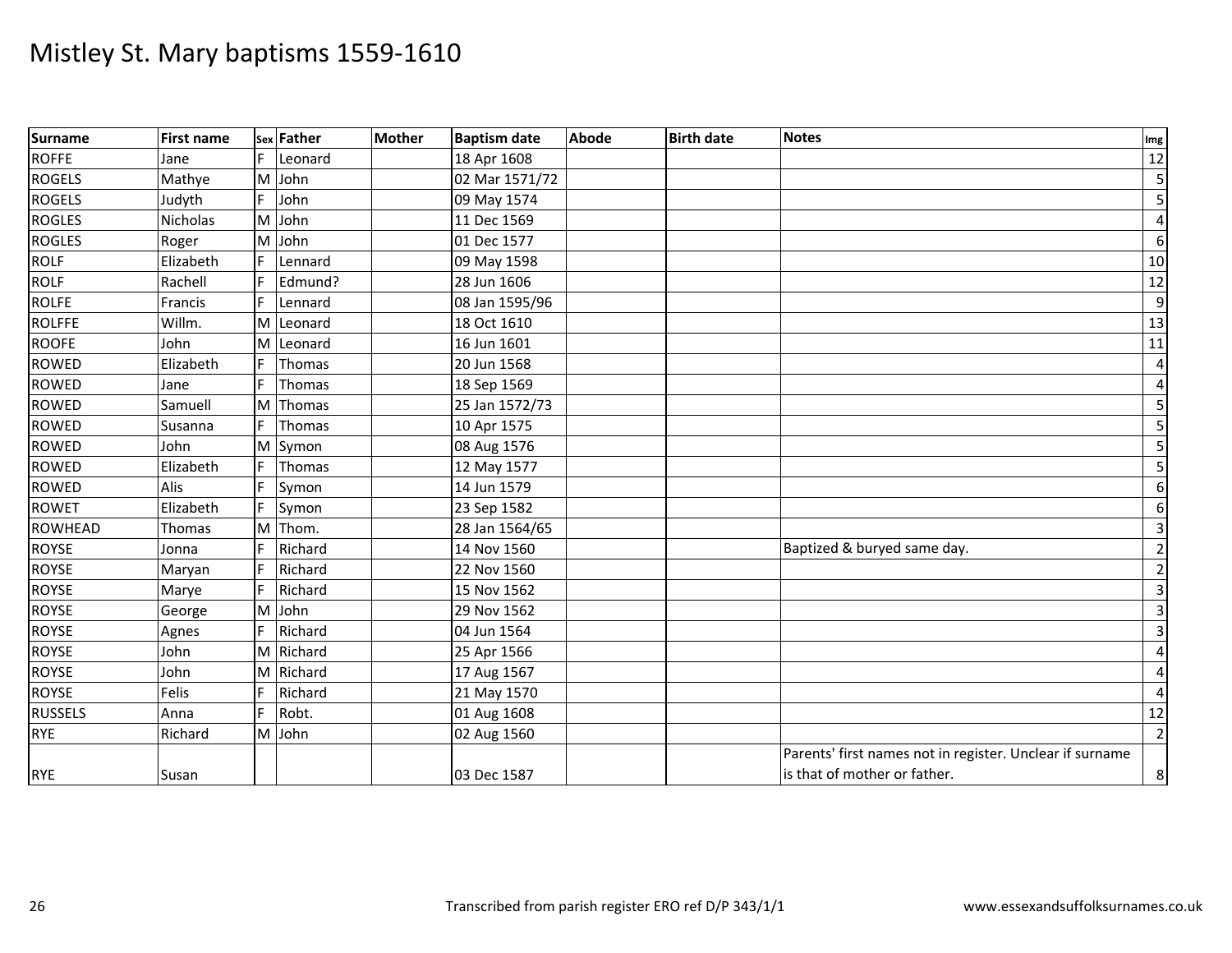# Mistley St. Mary baptisms 1559-1610

| Surname | First name | Sex | Father | Mother | Baptism date | Abode | Birth date | Notes | Img |
|---|---|---|---|---|---|---|---|---|---|
| ROFFE | Jane | F | Leonard | | 18 Apr 1608 | | | | 12 |
| ROGELS | Mathye | M | John | | 02 Mar 1571/72 | | | | 5 |
| ROGELS | Judyth | F | John | | 09 May 1574 | | | | 5 |
| ROGLES | Nicholas | M | John | | 11 Dec 1569 | | | | 4 |
| ROGLES | Roger | M | John | | 01 Dec 1577 | | | | 6 |
| ROLF | Elizabeth | F | Lennard | | 09 May 1598 | | | | 10 |
| ROLF | Rachell | F | Edmund? | | 28 Jun 1606 | | | | 12 |
| ROLFE | Francis | F | Lennard | | 08 Jan 1595/96 | | | | 9 |
| ROLFFE | Willm. | M | Leonard | | 18 Oct 1610 | | | | 13 |
| ROOFE | John | M | Leonard | | 16 Jun 1601 | | | | 11 |
| ROWED | Elizabeth | F | Thomas | | 20 Jun 1568 | | | | 4 |
| ROWED | Jane | F | Thomas | | 18 Sep 1569 | | | | 4 |
| ROWED | Samuell | M | Thomas | | 25 Jan 1572/73 | | | | 5 |
| ROWED | Susanna | F | Thomas | | 10 Apr 1575 | | | | 5 |
| ROWED | John | M | Symon | | 08 Aug 1576 | | | | 5 |
| ROWED | Elizabeth | F | Thomas | | 12 May 1577 | | | | 5 |
| ROWED | Alis | F | Symon | | 14 Jun 1579 | | | | 6 |
| ROWET | Elizabeth | F | Symon | | 23 Sep 1582 | | | | 6 |
| ROWHEAD | Thomas | M | Thom. | | 28 Jan 1564/65 | | | | 3 |
| ROYSE | Jonna | F | Richard | | 14 Nov 1560 | | | Baptized & buryed same day. | 2 |
| ROYSE | Maryan | F | Richard | | 22 Nov 1560 | | | | 2 |
| ROYSE | Marye | F | Richard | | 15 Nov 1562 | | | | 3 |
| ROYSE | George | M | John | | 29 Nov 1562 | | | | 3 |
| ROYSE | Agnes | F | Richard | | 04 Jun 1564 | | | | 3 |
| ROYSE | John | M | Richard | | 25 Apr 1566 | | | | 4 |
| ROYSE | John | M | Richard | | 17 Aug 1567 | | | | 4 |
| ROYSE | Felis | F | Richard | | 21 May 1570 | | | | 4 |
| RUSSELS | Anna | F | Robt. | | 01 Aug 1608 | | | | 12 |
| RYE | Richard | M | John | | 02 Aug 1560 | | | | 2 |
| RYE | Susan | | | | 03 Dec 1587 | | | Parents' first names not in register. Unclear if surname is that of mother or father. | 8 |

Transcribed from parish register ERO ref D/P 343/1/1

www.essexandsuffolksurnames.co.uk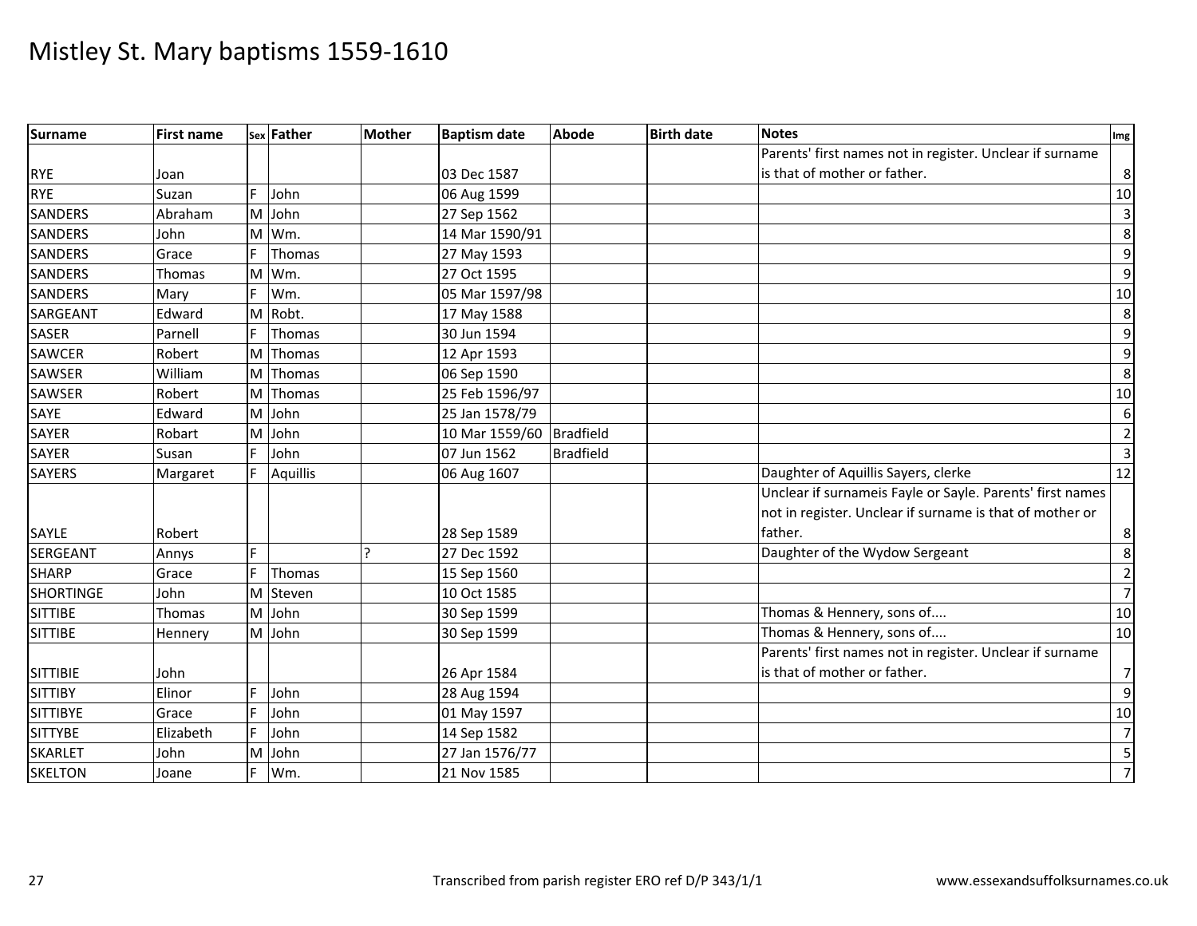# Mistley St. Mary baptisms 1559-1610

| Surname | First name | Sex | Father | Mother | Baptism date | Abode | Birth date | Notes | Img |
|---|---|---|---|---|---|---|---|---|---|
| RYE | Joan | | | | 03 Dec 1587 | | | Parents' first names not in register. Unclear if surname is that of mother or father. | 8 |
| RYE | Suzan | F | John | | 06 Aug 1599 | | | | 10 |
| SANDERS | Abraham | M | John | | 27 Sep 1562 | | | | 3 |
| SANDERS | John | M | Wm. | | 14 Mar 1590/91 | | | | 8 |
| SANDERS | Grace | F | Thomas | | 27 May 1593 | | | | 9 |
| SANDERS | Thomas | M | Wm. | | 27 Oct 1595 | | | | 9 |
| SANDERS | Mary | F | Wm. | | 05 Mar 1597/98 | | | | 10 |
| SARGEANT | Edward | M | Robt. | | 17 May 1588 | | | | 8 |
| SASER | Parnell | F | Thomas | | 30 Jun 1594 | | | | 9 |
| SAWCER | Robert | M | Thomas | | 12 Apr 1593 | | | | 9 |
| SAWSER | William | M | Thomas | | 06 Sep 1590 | | | | 8 |
| SAWSER | Robert | M | Thomas | | 25 Feb 1596/97 | | | | 10 |
| SAYE | Edward | M | John | | 25 Jan 1578/79 | | | | 6 |
| SAYER | Robart | M | John | | 10 Mar 1559/60 | Bradfield | | | 2 |
| SAYER | Susan | F | John | | 07 Jun 1562 | Bradfield | | | 3 |
| SAYERS | Margaret | F | Aquillis | | 06 Aug 1607 | | | Daughter of Aquillis Sayers, clerke | 12 |
| SAYLE | Robert | | | | 28 Sep 1589 | | | Unclear if surnameis Fayle or Sayle. Parents' first names not in register. Unclear if surname is that of mother or father. | 8 |
| SERGEANT | Annys | F | | ? | 27 Dec 1592 | | | Daughter of the Wydow Sergeant | 8 |
| SHARP | Grace | F | Thomas | | 15 Sep 1560 | | | | 2 |
| SHORTINGE | John | M | Steven | | 10 Oct 1585 | | | | 7 |
| SITTIBE | Thomas | M | John | | 30 Sep 1599 | | | Thomas & Hennery, sons of.... | 10 |
| SITTIBE | Hennery | M | John | | 30 Sep 1599 | | | Thomas & Hennery, sons of.... | 10 |
| SITTIBIE | John | | | | 26 Apr 1584 | | | Parents' first names not in register. Unclear if surname is that of mother or father. | 7 |
| SITTIBY | Elinor | F | John | | 28 Aug 1594 | | | | 9 |
| SITTIBYE | Grace | F | John | | 01 May 1597 | | | | 10 |
| SITTYBE | Elizabeth | F | John | | 14 Sep 1582 | | | | 7 |
| SKARLET | John | M | John | | 27 Jan 1576/77 | | | | 5 |
| SKELTON | Joane | F | Wm. | | 21 Nov 1585 | | | | 7 |

Transcribed from parish register ERO ref D/P 343/1/1

www.essexandsuffolksurnames.co.uk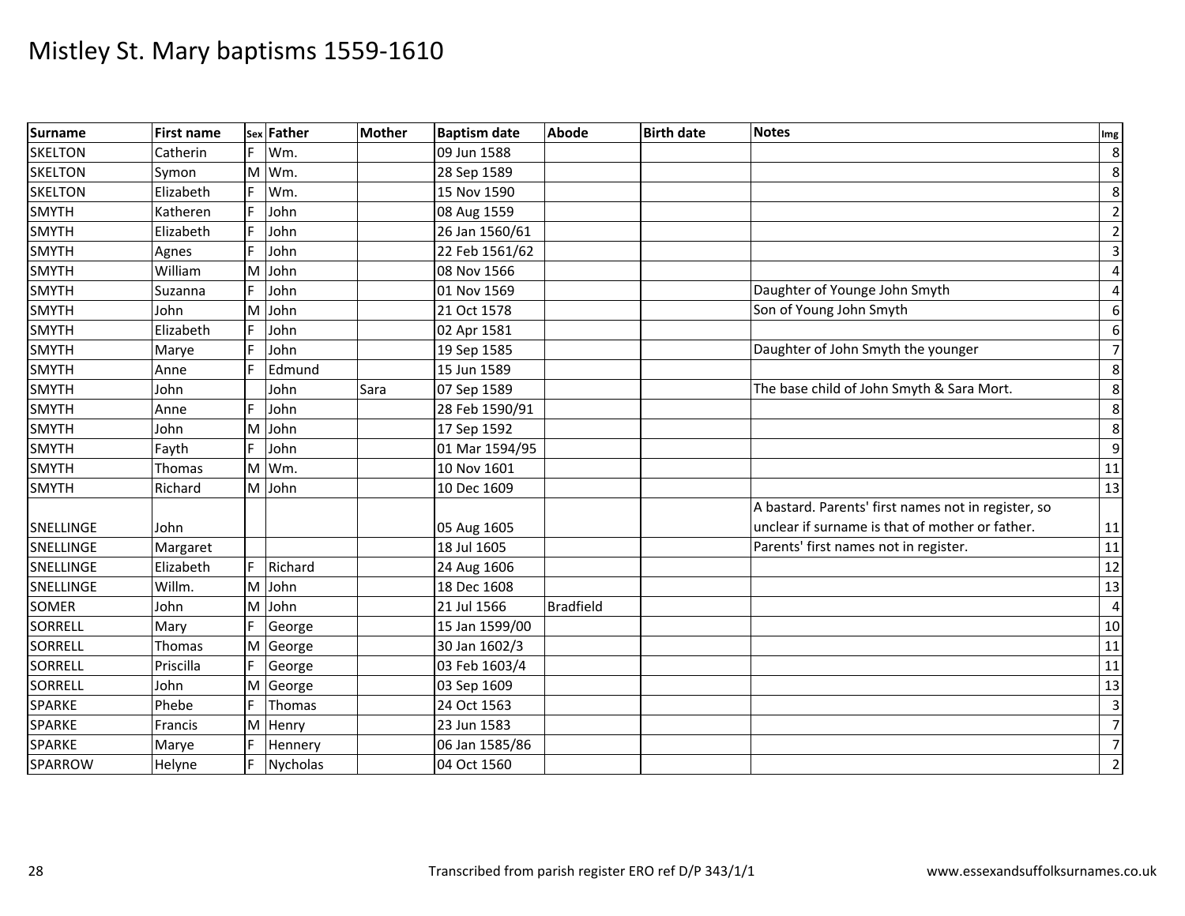# Mistley St. Mary baptisms 1559-1610

| Surname | First name | Sex | Father | Mother | Baptism date | Abode | Birth date | Notes | Img |
|---|---|---|---|---|---|---|---|---|---|
| SKELTON | Catherin | F | Wm. | | 09 Jun 1588 | | | | 8 |
| SKELTON | Symon | M | Wm. | | 28 Sep 1589 | | | | 8 |
| SKELTON | Elizabeth | F | Wm. | | 15 Nov 1590 | | | | 8 |
| SMYTH | Katheren | F | John | | 08 Aug 1559 | | | | 2 |
| SMYTH | Elizabeth | F | John | | 26 Jan 1560/61 | | | | 2 |
| SMYTH | Agnes | F | John | | 22 Feb 1561/62 | | | | 3 |
| SMYTH | William | M | John | | 08 Nov 1566 | | | | 4 |
| SMYTH | Suzanna | F | John | | 01 Nov 1569 | | | Daughter of Younge John Smyth | 4 |
| SMYTH | John | M | John | | 21 Oct 1578 | | | Son of Young John Smyth | 6 |
| SMYTH | Elizabeth | F | John | | 02 Apr 1581 | | | | 6 |
| SMYTH | Marye | F | John | | 19 Sep 1585 | | | Daughter of John Smyth the younger | 7 |
| SMYTH | Anne | F | Edmund | | 15 Jun 1589 | | | | 8 |
| SMYTH | John | | John | Sara | 07 Sep 1589 | | | The base child of John Smyth & Sara Mort. | 8 |
| SMYTH | Anne | F | John | | 28 Feb 1590/91 | | | | 8 |
| SMYTH | John | M | John | | 17 Sep 1592 | | | | 8 |
| SMYTH | Fayth | F | John | | 01 Mar 1594/95 | | | | 9 |
| SMYTH | Thomas | M | Wm. | | 10 Nov 1601 | | | | 11 |
| SMYTH | Richard | M | John | | 10 Dec 1609 | | | | 13 |
| SNELLINGE | John | | | | 05 Aug 1605 | | | A bastard. Parents' first names not in register, so unclear if surname is that of mother or father. | 11 |
| SNELLINGE | Margaret | | | | 18 Jul 1605 | | | Parents' first names not in register. | 11 |
| SNELLINGE | Elizabeth | F | Richard | | 24 Aug 1606 | | | | 12 |
| SNELLINGE | Willm. | M | John | | 18 Dec 1608 | | | | 13 |
| SOMER | John | M | John | | 21 Jul 1566 | Bradfield | | | 4 |
| SORRELL | Mary | F | George | | 15 Jan 1599/00 | | | | 10 |
| SORRELL | Thomas | M | George | | 30 Jan 1602/3 | | | | 11 |
| SORRELL | Priscilla | F | George | | 03 Feb 1603/4 | | | | 11 |
| SORRELL | John | M | George | | 03 Sep 1609 | | | | 13 |
| SPARKE | Phebe | F | Thomas | | 24 Oct 1563 | | | | 3 |
| SPARKE | Francis | M | Henry | | 23 Jun 1583 | | | | 7 |
| SPARKE | Marye | F | Hennery | | 06 Jan 1585/86 | | | | 7 |
| SPARROW | Helyne | F | Nycholas | | 04 Oct 1560 | | | | 2 |

Transcribed from parish register ERO ref D/P 343/1/1

www.essexandsuffolksurnames.co.uk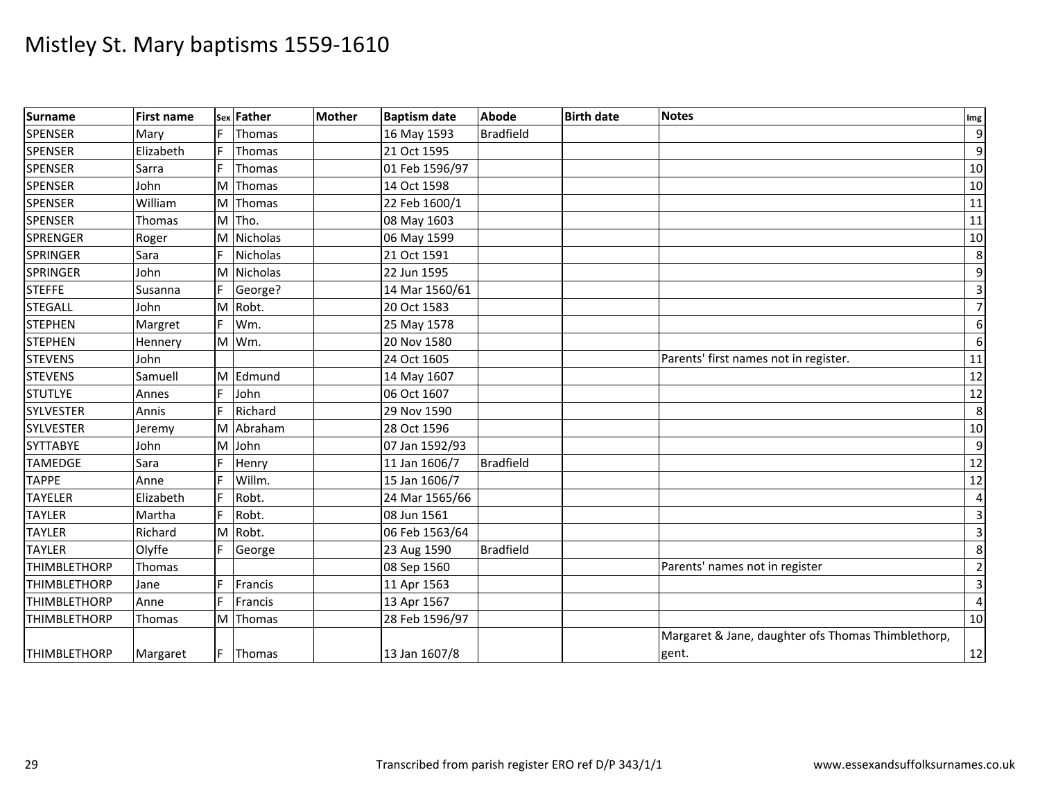# Mistley St. Mary baptisms 1559-1610

| Surname | First name | Sex | Father | Mother | Baptism date | Abode | Birth date | Notes | Img |
|---|---|---|---|---|---|---|---|---|---|
| SPENSER | Mary | F | Thomas | | 16 May 1593 | Bradfield | | | 9 |
| SPENSER | Elizabeth | F | Thomas | | 21 Oct 1595 | | | | 9 |
| SPENSER | Sarra | F | Thomas | | 01 Feb 1596/97 | | | | 10 |
| SPENSER | John | M | Thomas | | 14 Oct 1598 | | | | 10 |
| SPENSER | William | M | Thomas | | 22 Feb 1600/1 | | | | 11 |
| SPENSER | Thomas | M | Tho. | | 08 May 1603 | | | | 11 |
| SPRENGER | Roger | M | Nicholas | | 06 May 1599 | | | | 10 |
| SPRINGER | Sara | F | Nicholas | | 21 Oct 1591 | | | | 8 |
| SPRINGER | John | M | Nicholas | | 22 Jun 1595 | | | | 9 |
| STEFFE | Susanna | F | George? | | 14 Mar 1560/61 | | | | 3 |
| STEGALL | John | M | Robt. | | 20 Oct 1583 | | | | 7 |
| STEPHEN | Margret | F | Wm. | | 25 May 1578 | | | | 6 |
| STEPHEN | Hennery | M | Wm. | | 20 Nov 1580 | | | | 6 |
| STEVENS | John | | | | 24 Oct 1605 | | | Parents' first names not in register. | 11 |
| STEVENS | Samuell | M | Edmund | | 14 May 1607 | | | | 12 |
| STUTLYE | Annes | F | John | | 06 Oct 1607 | | | | 12 |
| SYLVESTER | Annis | F | Richard | | 29 Nov 1590 | | | | 8 |
| SYLVESTER | Jeremy | M | Abraham | | 28 Oct 1596 | | | | 10 |
| SYTTABYE | John | M | John | | 07 Jan 1592/93 | | | | 9 |
| TAMEDGE | Sara | F | Henry | | 11 Jan 1606/7 | Bradfield | | | 12 |
| TAPPE | Anne | F | Willm. | | 15 Jan 1606/7 | | | | 12 |
| TAYELER | Elizabeth | F | Robt. | | 24 Mar 1565/66 | | | | 4 |
| TAYLER | Martha | F | Robt. | | 08 Jun 1561 | | | | 3 |
| TAYLER | Richard | M | Robt. | | 06 Feb 1563/64 | | | | 3 |
| TAYLER | Olyffe | F | George | | 23 Aug 1590 | Bradfield | | | 8 |
| THIMBLETHORP | Thomas | | | | 08 Sep 1560 | | | Parents' names not in register | 2 |
| THIMBLETHORP | Jane | F | Francis | | 11 Apr 1563 | | | | 3 |
| THIMBLETHORP | Anne | F | Francis | | 13 Apr 1567 | | | | 4 |
| THIMBLETHORP | Thomas | M | Thomas | | 28 Feb 1596/97 | | | | 10 |
| THIMBLETHORP | Margaret | F | Thomas | | 13 Jan 1607/8 | | | Margaret & Jane, daughter ofs Thomas Thimblethorp, gent. | 12 |

Transcribed from parish register ERO ref D/P 343/1/1

www.essexandsuffolksurnames.co.uk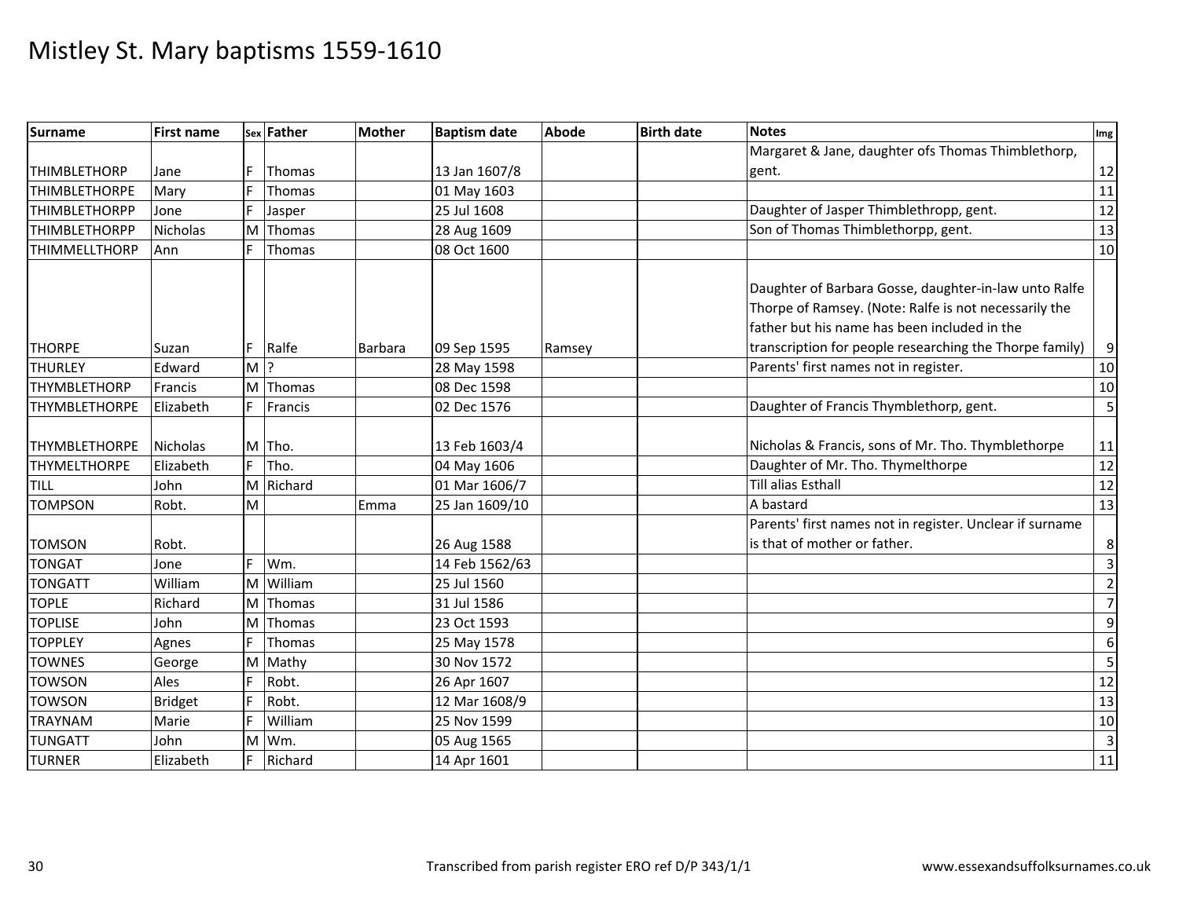# Mistley St. Mary baptisms 1559-1610

| Surname | First name | Sex | Father | Mother | Baptism date | Abode | Birth date | Notes | Img |
|---|---|---|---|---|---|---|---|---|---|
| THIMBLETHORP | Jane | F | Thomas | | 13 Jan 1607/8 | | | Margaret & Jane, daughter ofs Thomas Thimblethorp, gent. | 12 |
| THIMBLETHORPE | Mary | F | Thomas | | 01 May 1603 | | | | 11 |
| THIMBLETHORPP | Jone | F | Jasper | | 25 Jul 1608 | | | Daughter of Jasper Thimblethropp, gent. | 12 |
| THIMBLETHORPP | Nicholas | M | Thomas | | 28 Aug 1609 | | | Son of Thomas Thimblethorpp, gent. | 13 |
| THIMMELLTHORP | Ann | F | Thomas | | 08 Oct 1600 | | | | 10 |
| THORPE | Suzan | F | Ralfe | Barbara | 09 Sep 1595 | Ramsey | | Daughter of Barbara Gosse, daughter-in-law unto Ralfe Thorpe of Ramsey. (Note: Ralfe is not necessarily the father but his name has been included in the transcription for people researching the Thorpe family) | 9 |
| THURLEY | Edward | M | ? | | 28 May 1598 | | | Parents' first names not in register. | 10 |
| THYMBLETHORP | Francis | M | Thomas | | 08 Dec 1598 | | | | 10 |
| THYMBLETHORPE | Elizabeth | F | Francis | | 02 Dec 1576 | | | Daughter of Francis Thymblethorp, gent. | 5 |
| THYMBLETHORPE | Nicholas | M | Tho. | | 13 Feb 1603/4 | | | Nicholas & Francis, sons of Mr. Tho. Thymblethorpe | 11 |
| THYMELTHORPE | Elizabeth | F | Tho. | | 04 May 1606 | | | Daughter of Mr. Tho. Thymelthorpe | 12 |
| TILL | John | M | Richard | | 01 Mar 1606/7 | | | Till alias Esthall | 12 |
| TOMPSON | Robt. | M | | Emma | 25 Jan 1609/10 | | | A bastard | 13 |
| TOMSON | Robt. | | | | 26 Aug 1588 | | | Parents' first names not in register. Unclear if surname is that of mother or father. | 8 |
| TONGAT | Jone | F | Wm. | | 14 Feb 1562/63 | | | | 3 |
| TONGATT | William | M | William | | 25 Jul 1560 | | | | 2 |
| TOPLE | Richard | M | Thomas | | 31 Jul 1586 | | | | 7 |
| TOPLISE | John | M | Thomas | | 23 Oct 1593 | | | | 9 |
| TOPPLEY | Agnes | F | Thomas | | 25 May 1578 | | | | 6 |
| TOWNES | George | M | Mathy | | 30 Nov 1572 | | | | 5 |
| TOWSON | Ales | F | Robt. | | 26 Apr 1607 | | | | 12 |
| TOWSON | Bridget | F | Robt. | | 12 Mar 1608/9 | | | | 13 |
| TRAYNAM | Marie | F | William | | 25 Nov 1599 | | | | 10 |
| TUNGATT | John | M | Wm. | | 05 Aug 1565 | | | | 3 |
| TURNER | Elizabeth | F | Richard | | 14 Apr 1601 | | | | 11 |

Transcribed from parish register ERO ref D/P 343/1/1

www.essexandsuffolksurnames.co.uk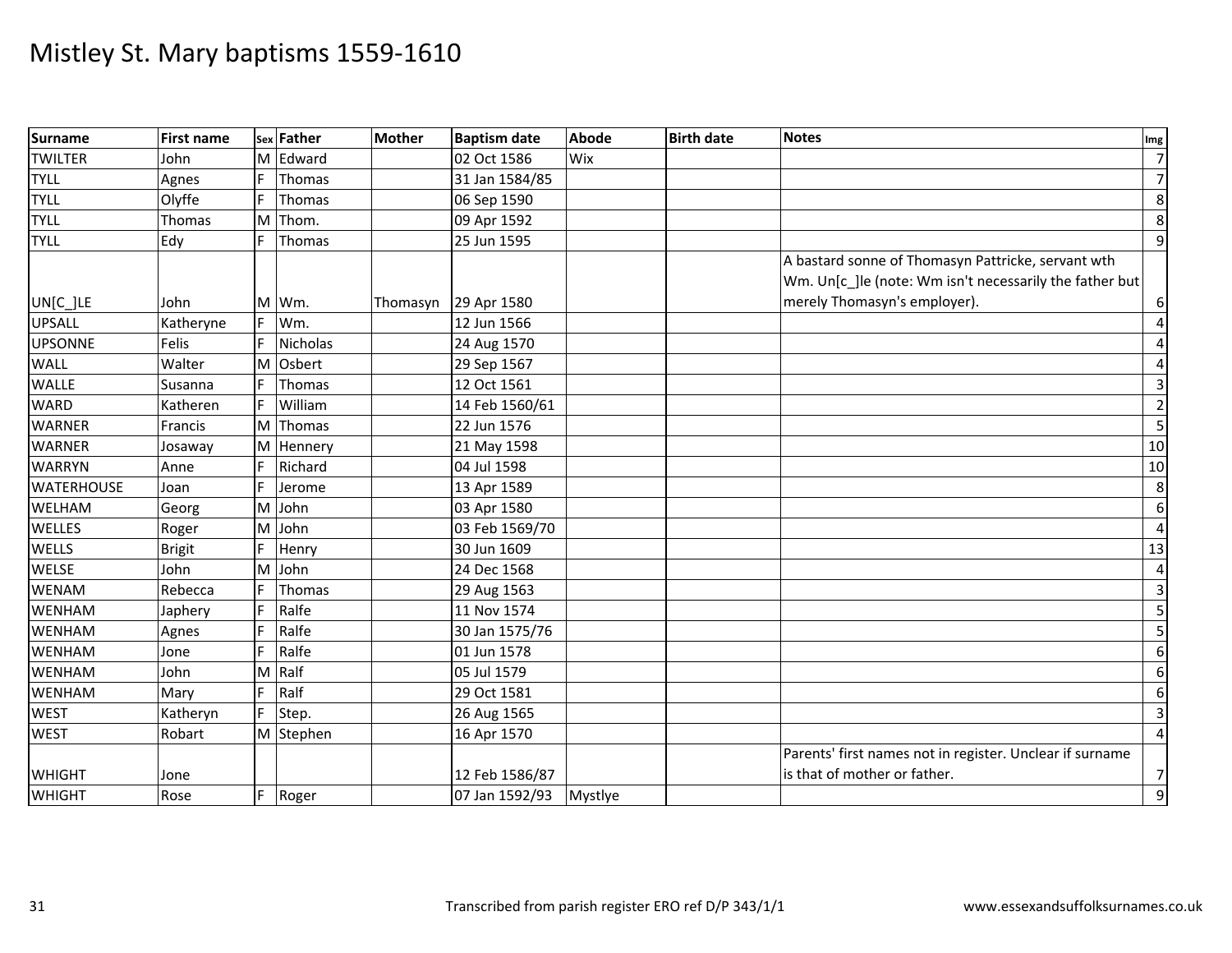# Mistley St. Mary baptisms 1559-1610

| Surname | First name | Sex | Father | Mother | Baptism date | Abode | Birth date | Notes | Img |
|---|---|---|---|---|---|---|---|---|---|
| TWILTER | John | M | Edward | | 02 Oct 1586 | Wix | | | 7 |
| TYLL | Agnes | F | Thomas | | 31 Jan 1584/85 | | | | 7 |
| TYLL | Olyffe | F | Thomas | | 06 Sep 1590 | | | | 8 |
| TYLL | Thomas | M | Thom. | | 09 Apr 1592 | | | | 8 |
| TYLL | Edy | F | Thomas | | 25 Jun 1595 | | | | 9 |
| UN[C_]LE | John | M | Wm. | Thomasyn | 29 Apr 1580 | | | A bastard sonne of Thomasyn Pattricke, servant wth Wm. Un[c_]le (note: Wm isn't necessarily the father but merely Thomasyn's employer). | 6 |
| UPSALL | Katheryne | F | Wm. | | 12 Jun 1566 | | | | 4 |
| UPSONNE | Felis | F | Nicholas | | 24 Aug 1570 | | | | 4 |
| WALL | Walter | M | Osbert | | 29 Sep 1567 | | | | 4 |
| WALLE | Susanna | F | Thomas | | 12 Oct 1561 | | | | 3 |
| WARD | Katheren | F | William | | 14 Feb 1560/61 | | | | 2 |
| WARNER | Francis | M | Thomas | | 22 Jun 1576 | | | | 5 |
| WARNER | Josaway | M | Hennery | | 21 May 1598 | | | | 10 |
| WARRYN | Anne | F | Richard | | 04 Jul 1598 | | | | 10 |
| WATERHOUSE | Joan | F | Jerome | | 13 Apr 1589 | | | | 8 |
| WELHAM | Georg | M | John | | 03 Apr 1580 | | | | 6 |
| WELLES | Roger | M | John | | 03 Feb 1569/70 | | | | 4 |
| WELLS | Brigit | F | Henry | | 30 Jun 1609 | | | | 13 |
| WELSE | John | M | John | | 24 Dec 1568 | | | | 4 |
| WENAM | Rebecca | F | Thomas | | 29 Aug 1563 | | | | 3 |
| WENHAM | Japhery | F | Ralfe | | 11 Nov 1574 | | | | 5 |
| WENHAM | Agnes | F | Ralfe | | 30 Jan 1575/76 | | | | 5 |
| WENHAM | Jone | F | Ralfe | | 01 Jun 1578 | | | | 6 |
| WENHAM | John | M | Ralf | | 05 Jul 1579 | | | | 6 |
| WENHAM | Mary | F | Ralf | | 29 Oct 1581 | | | | 6 |
| WEST | Katheryn | F | Step. | | 26 Aug 1565 | | | | 3 |
| WEST | Robart | M | Stephen | | 16 Apr 1570 | | | | 4 |
| WHIGHT | Jone | | | | 12 Feb 1586/87 | | | Parents' first names not in register. Unclear if surname is that of mother or father. | 7 |
| WHIGHT | Rose | F | Roger | | 07 Jan 1592/93 | Mystlye | | | 9 |

Transcribed from parish register ERO ref D/P 343/1/1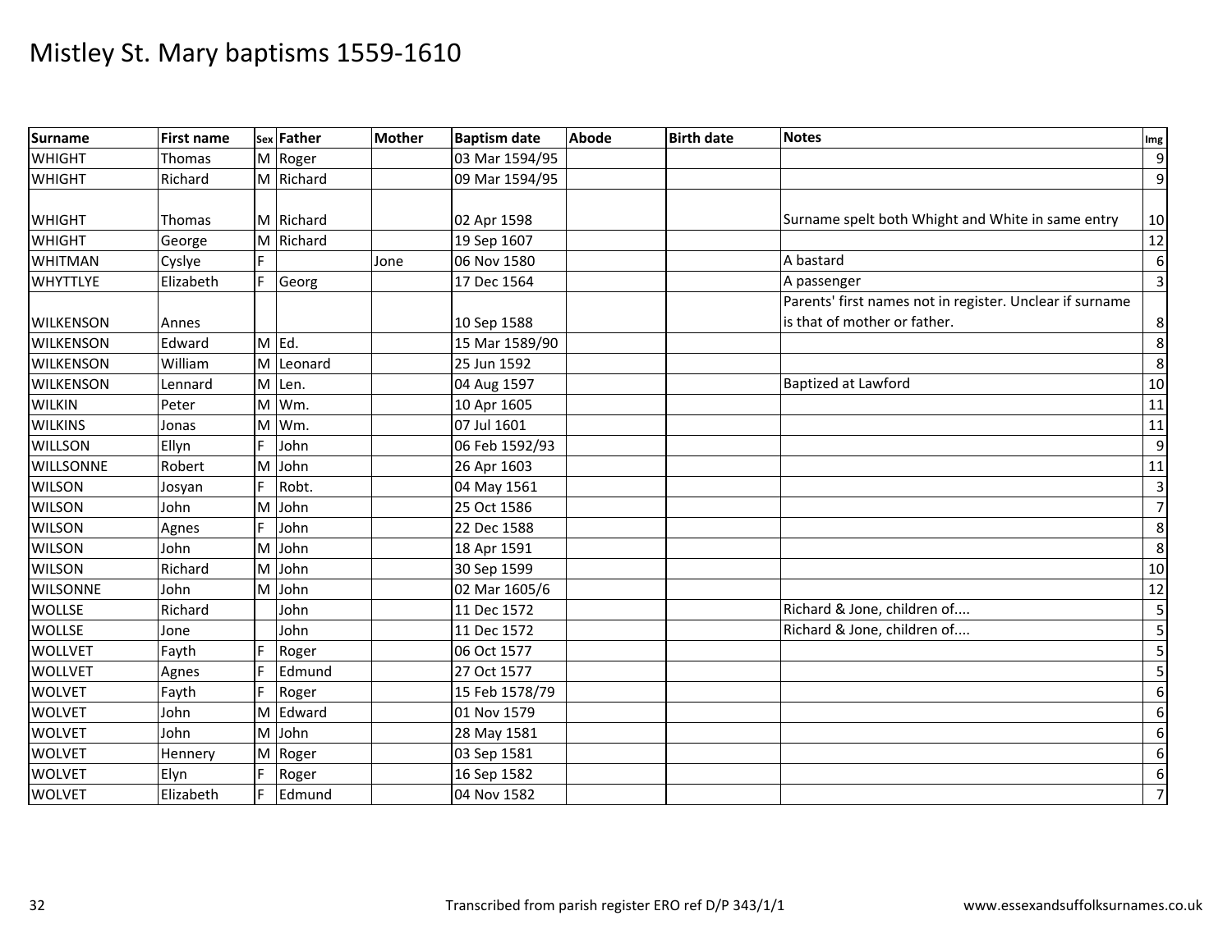# Mistley St. Mary baptisms 1559-1610

| Surname | First name | Sex | Father | Mother | Baptism date | Abode | Birth date | Notes | Img |
|---|---|---|---|---|---|---|---|---|---|
| WHIGHT | Thomas | M | Roger | | 03 Mar 1594/95 | | | | 9 |
| WHIGHT | Richard | M | Richard | | 09 Mar 1594/95 | | | | 9 |
| WHIGHT | Thomas | M | Richard | | 02 Apr 1598 | | | Surname spelt both Whight and White in same entry | 10 |
| WHIGHT | George | M | Richard | | 19 Sep 1607 | | | | 12 |
| WHITMAN | Cyslye | F | | Jone | 06 Nov 1580 | | | A bastard | 6 |
| WHYTTLYE | Elizabeth | F | Georg | | 17 Dec 1564 | | | A passenger | 3 |
| WILKENSON | Annes | | | | 10 Sep 1588 | | | Parents' first names not in register. Unclear if surname is that of mother or father. | 8 |
| WILKENSON | Edward | M | Ed. | | 15 Mar 1589/90 | | | | 8 |
| WILKENSON | William | M | Leonard | | 25 Jun 1592 | | | | 8 |
| WILKENSON | Lennard | M | Len. | | 04 Aug 1597 | | | Baptized at Lawford | 10 |
| WILKIN | Peter | M | Wm. | | 10 Apr 1605 | | | | 11 |
| WILKINS | Jonas | M | Wm. | | 07 Jul 1601 | | | | 11 |
| WILLSON | Ellyn | F | John | | 06 Feb 1592/93 | | | | 9 |
| WILLSONNE | Robert | M | John | | 26 Apr 1603 | | | | 11 |
| WILSON | Josyan | F | Robt. | | 04 May 1561 | | | | 3 |
| WILSON | John | M | John | | 25 Oct 1586 | | | | 7 |
| WILSON | Agnes | F | John | | 22 Dec 1588 | | | | 8 |
| WILSON | John | M | John | | 18 Apr 1591 | | | | 8 |
| WILSON | Richard | M | John | | 30 Sep 1599 | | | | 10 |
| WILSONNE | John | M | John | | 02 Mar 1605/6 | | | | 12 |
| WOLLSE | Richard | | John | | 11 Dec 1572 | | | Richard & Jone, children of.... | 5 |
| WOLLSE | Jone | | John | | 11 Dec 1572 | | | Richard & Jone, children of.... | 5 |
| WOLLVET | Fayth | F | Roger | | 06 Oct 1577 | | | | 5 |
| WOLLVET | Agnes | F | Edmund | | 27 Oct 1577 | | | | 5 |
| WOLVET | Fayth | F | Roger | | 15 Feb 1578/79 | | | | 6 |
| WOLVET | John | M | Edward | | 01 Nov 1579 | | | | 6 |
| WOLVET | John | M | John | | 28 May 1581 | | | | 6 |
| WOLVET | Hennery | M | Roger | | 03 Sep 1581 | | | | 6 |
| WOLVET | Elyn | F | Roger | | 16 Sep 1582 | | | | 6 |
| WOLVET | Elizabeth | F | Edmund | | 04 Nov 1582 | | | | 7 |

Transcribed from parish register ERO ref D/P 343/1/1 www.essexandsuffolksurnames.co.uk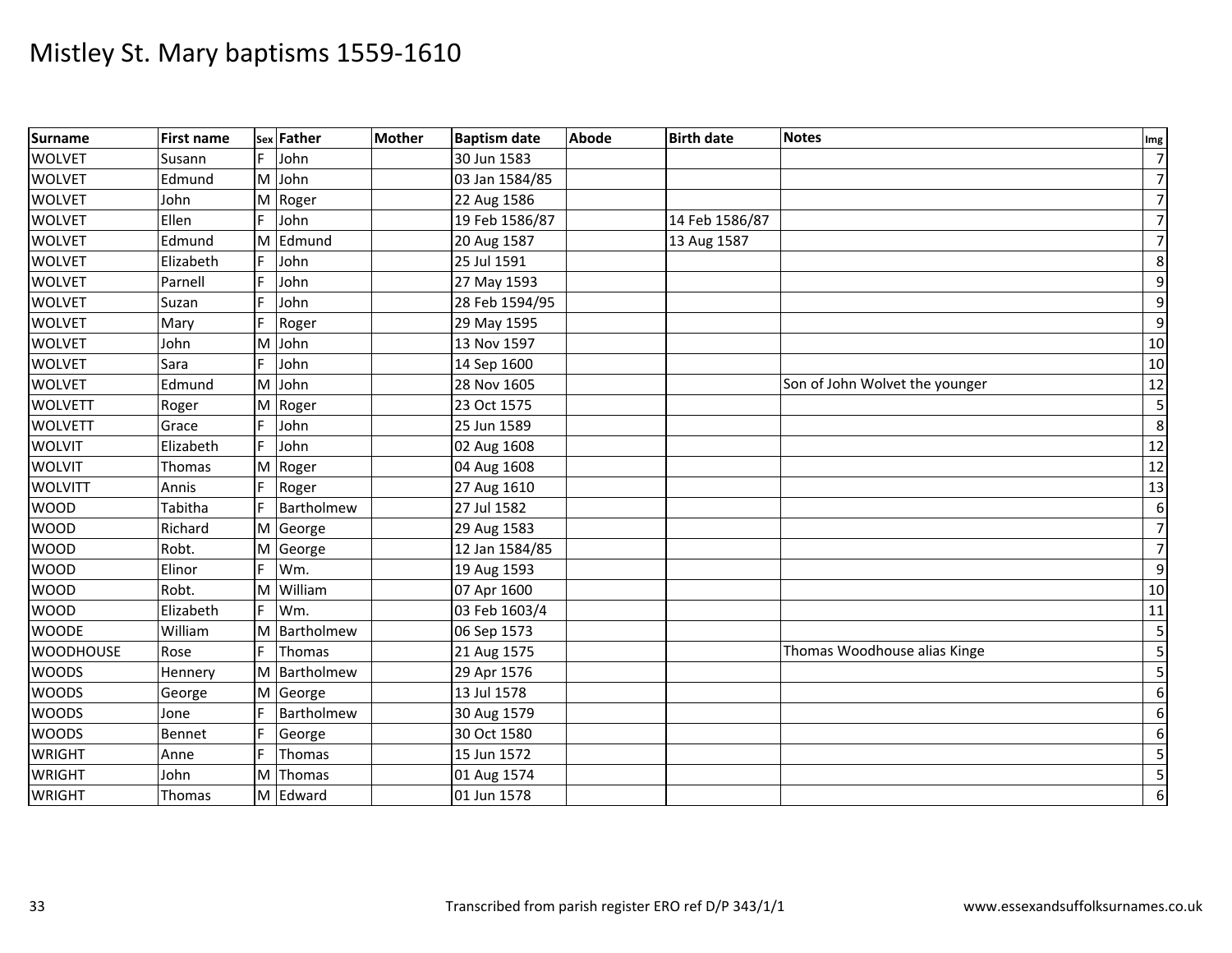# Mistley St. Mary baptisms 1559-1610

| Surname | First name | Sex | Father | Mother | Baptism date | Abode | Birth date | Notes | Img |
|---|---|---|---|---|---|---|---|---|---|
| WOLVET | Susann | F | John | | 30 Jun 1583 | | | | 7 |
| WOLVET | Edmund | M | John | | 03 Jan 1584/85 | | | | 7 |
| WOLVET | John | M | Roger | | 22 Aug 1586 | | | | 7 |
| WOLVET | Ellen | F | John | | 19 Feb 1586/87 | | 14 Feb 1586/87 | | 7 |
| WOLVET | Edmund | M | Edmund | | 20 Aug 1587 | | 13 Aug 1587 | | 7 |
| WOLVET | Elizabeth | F | John | | 25 Jul 1591 | | | | 8 |
| WOLVET | Parnell | F | John | | 27 May 1593 | | | | 9 |
| WOLVET | Suzan | F | John | | 28 Feb 1594/95 | | | | 9 |
| WOLVET | Mary | F | Roger | | 29 May 1595 | | | | 9 |
| WOLVET | John | M | John | | 13 Nov 1597 | | | | 10 |
| WOLVET | Sara | F | John | | 14 Sep 1600 | | | | 10 |
| WOLVET | Edmund | M | John | | 28 Nov 1605 | | | Son of John Wolvet the younger | 12 |
| WOLVETT | Roger | M | Roger | | 23 Oct 1575 | | | | 5 |
| WOLVETT | Grace | F | John | | 25 Jun 1589 | | | | 8 |
| WOLVIT | Elizabeth | F | John | | 02 Aug 1608 | | | | 12 |
| WOLVIT | Thomas | M | Roger | | 04 Aug 1608 | | | | 12 |
| WOLVITT | Annis | F | Roger | | 27 Aug 1610 | | | | 13 |
| WOOD | Tabitha | F | Bartholmew | | 27 Jul 1582 | | | | 6 |
| WOOD | Richard | M | George | | 29 Aug 1583 | | | | 7 |
| WOOD | Robt. | M | George | | 12 Jan 1584/85 | | | | 7 |
| WOOD | Elinor | F | Wm. | | 19 Aug 1593 | | | | 9 |
| WOOD | Robt. | M | William | | 07 Apr 1600 | | | | 10 |
| WOOD | Elizabeth | F | Wm. | | 03 Feb 1603/4 | | | | 11 |
| WOODE | William | M | Bartholmew | | 06 Sep 1573 | | | | 5 |
| WOODHOUSE | Rose | F | Thomas | | 21 Aug 1575 | | | Thomas Woodhouse alias Kinge | 5 |
| WOODS | Hennery | M | Bartholmew | | 29 Apr 1576 | | | | 5 |
| WOODS | George | M | George | | 13 Jul 1578 | | | | 6 |
| WOODS | Jone | F | Bartholmew | | 30 Aug 1579 | | | | 6 |
| WOODS | Bennet | F | George | | 30 Oct 1580 | | | | 6 |
| WRIGHT | Anne | F | Thomas | | 15 Jun 1572 | | | | 5 |
| WRIGHT | John | M | Thomas | | 01 Aug 1574 | | | | 5 |
| WRIGHT | Thomas | M | Edward | | 01 Jun 1578 | | | | 6 |

Transcribed from parish register ERO ref D/P 343/1/1 www.essexandsuffolksurnames.co.uk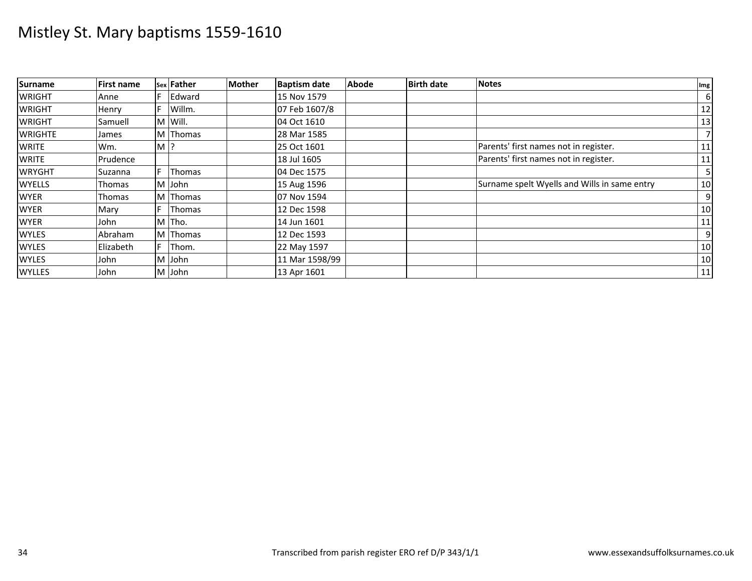# Mistley St. Mary baptisms 1559-1610

| Surname | First name | Sex | Father | Mother | Baptism date | Abode | Birth date | Notes | Img |
|---|---|---|---|---|---|---|---|---|---|
| WRIGHT | Anne | F | Edward | | 15 Nov 1579 | | | | 6 |
| WRIGHT | Henry | F | Willm. | | 07 Feb 1607/8 | | | | 12 |
| WRIGHT | Samuell | M | Will. | | 04 Oct 1610 | | | | 13 |
| WRIGHTE | James | M | Thomas | | 28 Mar 1585 | | | | 7 |
| WRITE | Wm. | M | ? | | 25 Oct 1601 | | | Parents' first names not in register. | 11 |
| WRITE | Prudence | | | | 18 Jul 1605 | | | Parents' first names not in register. | 11 |
| WRYGHT | Suzanna | F | Thomas | | 04 Dec 1575 | | | | 5 |
| WYELLS | Thomas | M | John | | 15 Aug 1596 | | | Surname spelt Wyells and Wills in same entry | 10 |
| WYER | Thomas | M | Thomas | | 07 Nov 1594 | | | | 9 |
| WYER | Mary | F | Thomas | | 12 Dec 1598 | | | | 10 |
| WYER | John | M | Tho. | | 14 Jun 1601 | | | | 11 |
| WYLES | Abraham | M | Thomas | | 12 Dec 1593 | | | | 9 |
| WYLES | Elizabeth | F | Thom. | | 22 May 1597 | | | | 10 |
| WYLES | John | M | John | | 11 Mar 1598/99 | | | | 10 |
| WYLLES | John | M | John | | 13 Apr 1601 | | | | 11 |

Transcribed from parish register ERO ref D/P 343/1/1 www.essexandsuffolksurnames.co.uk